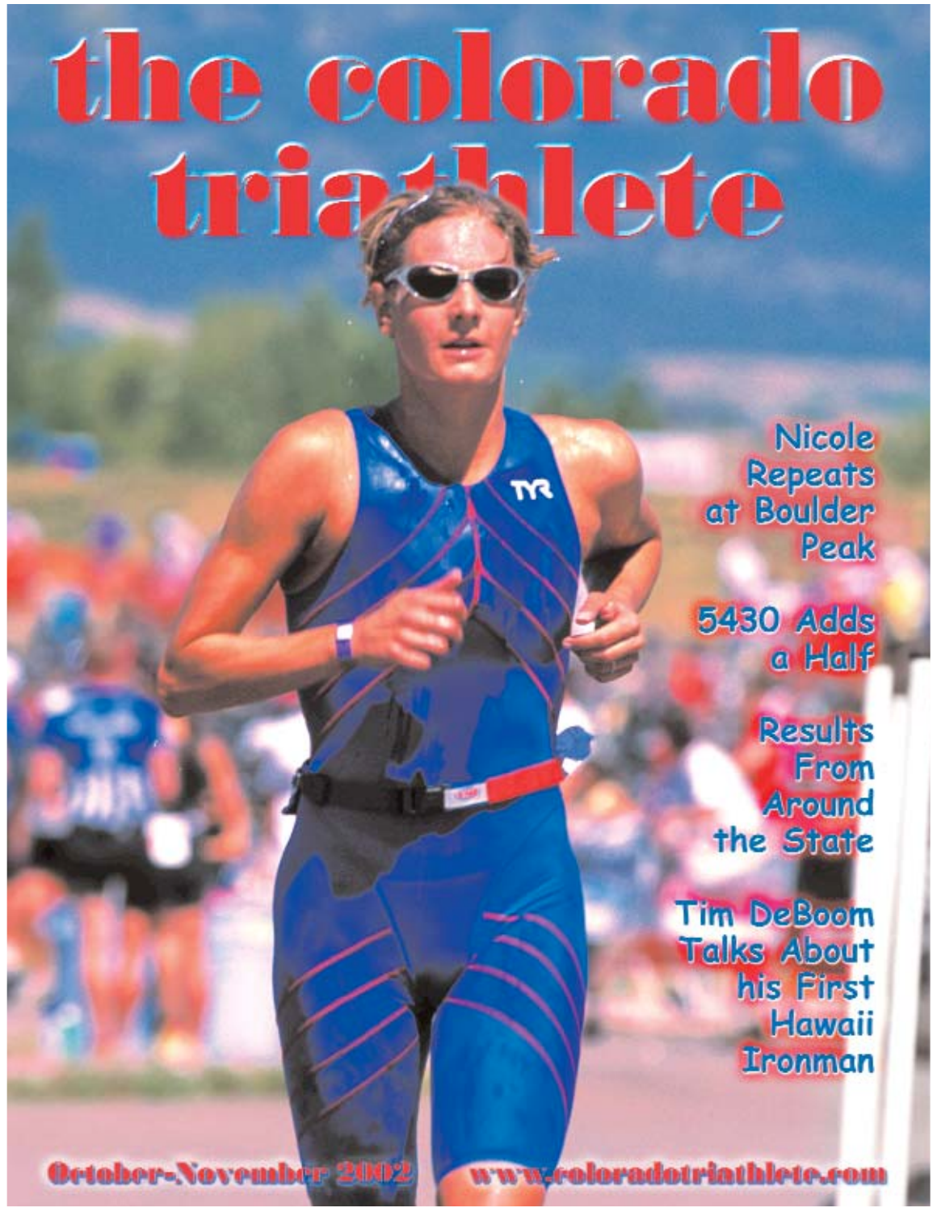# the colorado triathlete

Nicole Repeats at Boulder Peak

5430 Adds a Half

Results From Around the State

Tim DeBoom Talks About his First Hawaii Ironman

October-November 2002

www.coloradotriathlete.com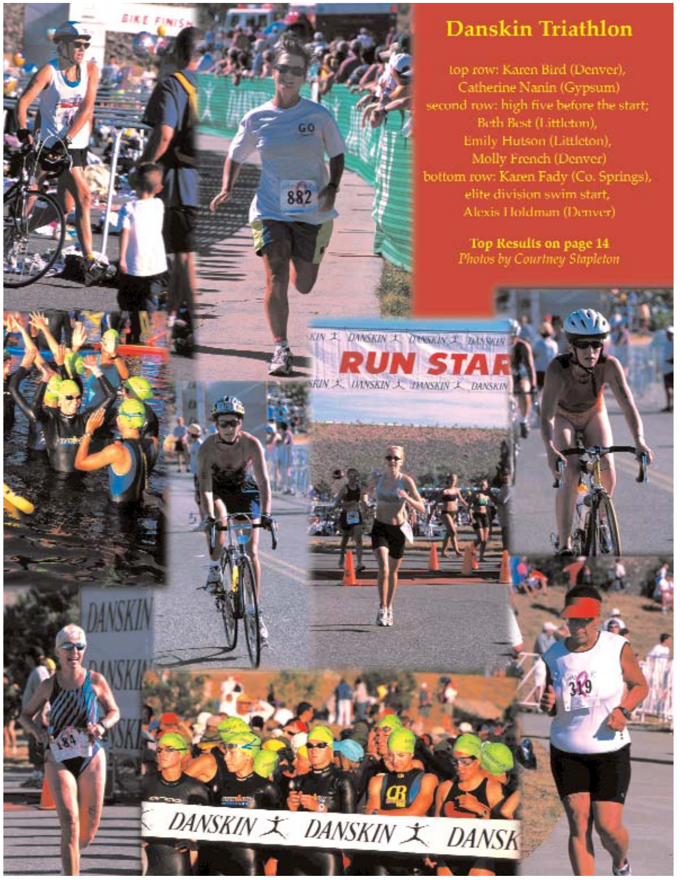# Danskin Triathlon

top row: Karen Bird (Denver), Catherine Nanin (Gypsum)
second row: high five before the start; Beth Best (Littleton), Emily Hutson (Littleton), Molly French (Denver)
bottom row: Karen Fady (Co. Springs), elite division swim start, Alexis Holdman (Denver)

**Top Results on page 14**
*Photos by Courtney Stapleton*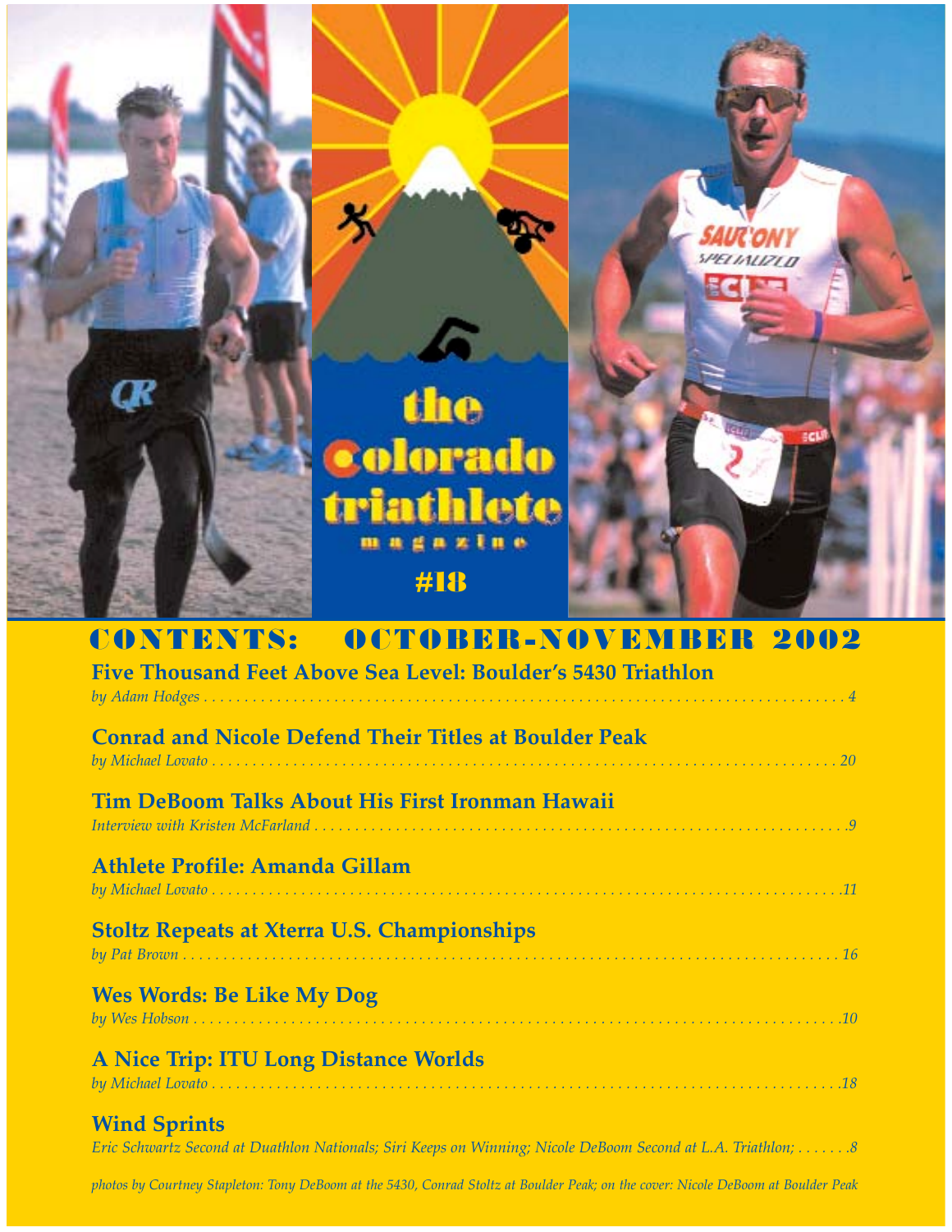the Colorado triathlete magazine

#18

## CONTENTS: OCTOBER-NOVEMBER 2002

**Five Thousand Feet Above Sea Level: Boulder's 5430 Triathlon**
*by Adam Hodges* . . . . . . . . 4

**Conrad and Nicole Defend Their Titles at Boulder Peak**
*by Michael Lovato* . . . . . . . . 20

**Tim DeBoom Talks About His First Ironman Hawaii**
*Interview with Kristen McFarland* . . . . . . . . 9

**Athlete Profile: Amanda Gillam**
*by Michael Lovato* . . . . . . . . 11

**Stoltz Repeats at Xterra U.S. Championships**
*by Pat Brown* . . . . . . . . 16

**Wes Words: Be Like My Dog**
*by Wes Hobson* . . . . . . . . 10

**A Nice Trip: ITU Long Distance Worlds**
*by Michael Lovato* . . . . . . . . 18

**Wind Sprints**
*Eric Schwartz Second at Duathlon Nationals; Siri Keeps on Winning; Nicole DeBoom Second at L.A. Triathlon;* . . . . . . . 8

*photos by Courtney Stapleton: Tony DeBoom at the 5430, Conrad Stoltz at Boulder Peak; on the cover: Nicole DeBoom at Boulder Peak*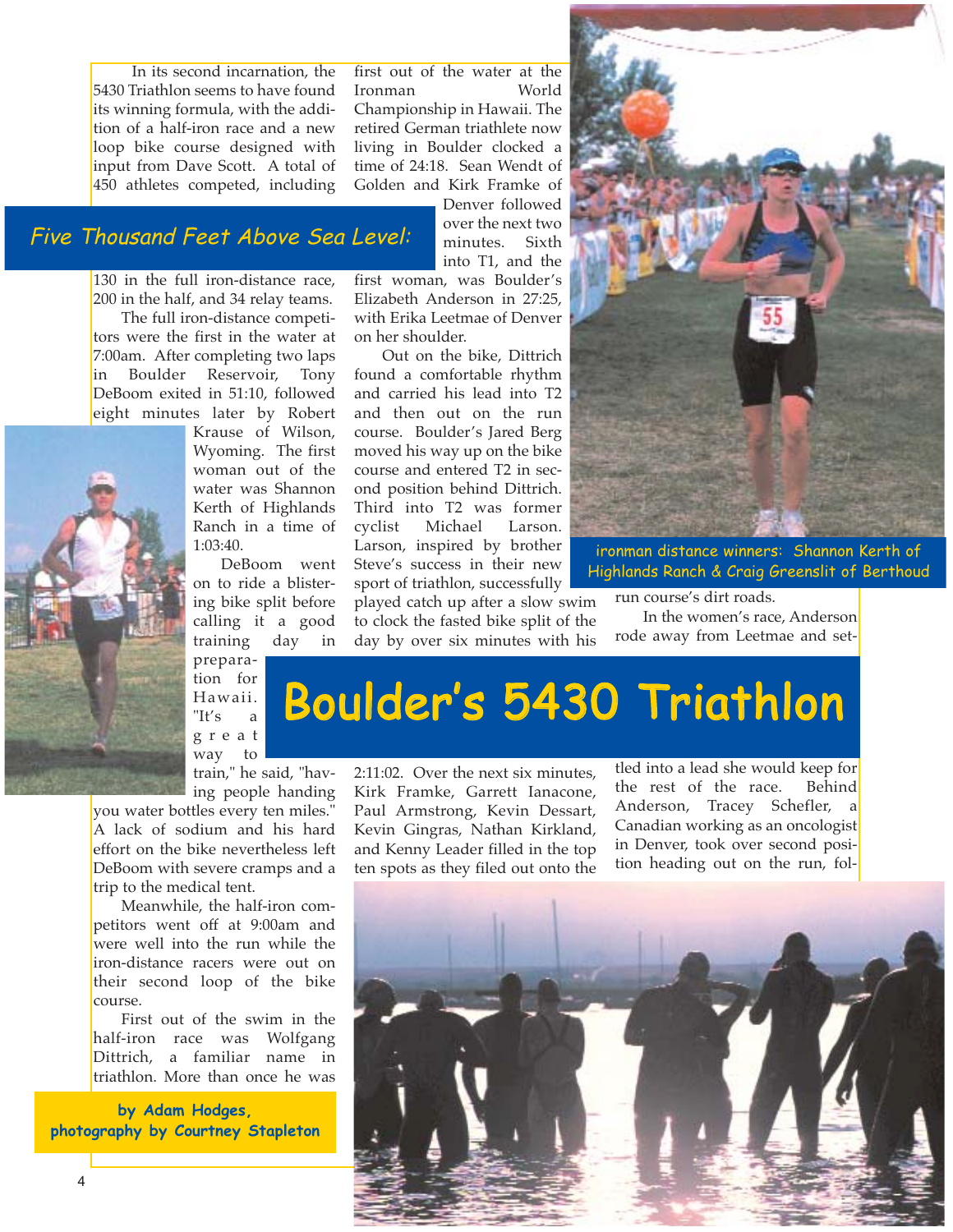# Five Thousand Feet Above Sea Level:

# Boulder's 5430 Triathlon

**by Adam Hodges, photography by Courtney Stapleton**

In its second incarnation, the 5430 Triathlon seems to have found its winning formula, with the addition of a half-iron race and a new loop bike course designed with input from Dave Scott. A total of 450 athletes competed, including 130 in the full iron-distance race, 200 in the half, and 34 relay teams.

The full iron-distance competitors were the first in the water at 7:00am. After completing two laps in Boulder Reservoir, Tony DeBoom exited in 51:10, followed eight minutes later by Robert Krause of Wilson, Wyoming. The first woman out of the water was Shannon Kerth of Highlands Ranch in a time of 1:03:40.

DeBoom went on to ride a blistering bike split before calling it a good training day in preparation for Hawaii. "It's a great way to train," he said, "having people handing you water bottles every ten miles." A lack of sodium and his hard effort on the bike nevertheless left DeBoom with severe cramps and a trip to the medical tent.

Meanwhile, the half-iron competitors went off at 9:00am and were well into the run while the iron-distance racers were out on their second loop of the bike course.

First out of the swim in the half-iron race was Wolfgang Dittrich, a familiar name in triathlon. More than once he was first out of the water at the Ironman World Championship in Hawaii. The retired German triathlete now living in Boulder clocked a time of 24:18. Sean Wendt of Golden and Kirk Framke of Denver followed over the next two minutes. Sixth into T1, and the first woman, was Boulder's Elizabeth Anderson in 27:25, with Erika Leetmae of Denver on her shoulder.

Out on the bike, Dittrich found a comfortable rhythm and carried his lead into T2 and then out on the run course. Boulder's Jared Berg moved his way up on the bike course and entered T2 in second position behind Dittrich. Third into T2 was former cyclist Michael Larson. Larson, inspired by brother Steve's success in their new sport of triathlon, successfully played catch up after a slow swim to clock the fasted bike split of the day by over six minutes with his 2:11:02. Over the next six minutes, Kirk Framke, Garrett Ianacone, Paul Armstrong, Kevin Dessart, Kevin Gingras, Nathan Kirkland, and Kenny Leader filled in the top ten spots as they filed out onto the run course's dirt roads.

In the women's race, Anderson rode away from Leetmae and settled into a lead she would keep for the rest of the race. Behind Anderson, Tracey Schefler, a Canadian working as an oncologist in Denver, took over second position heading out on the run, fol-

ironman distance winners: Shannon Kerth of Highlands Ranch & Craig Greenslit of Berthoud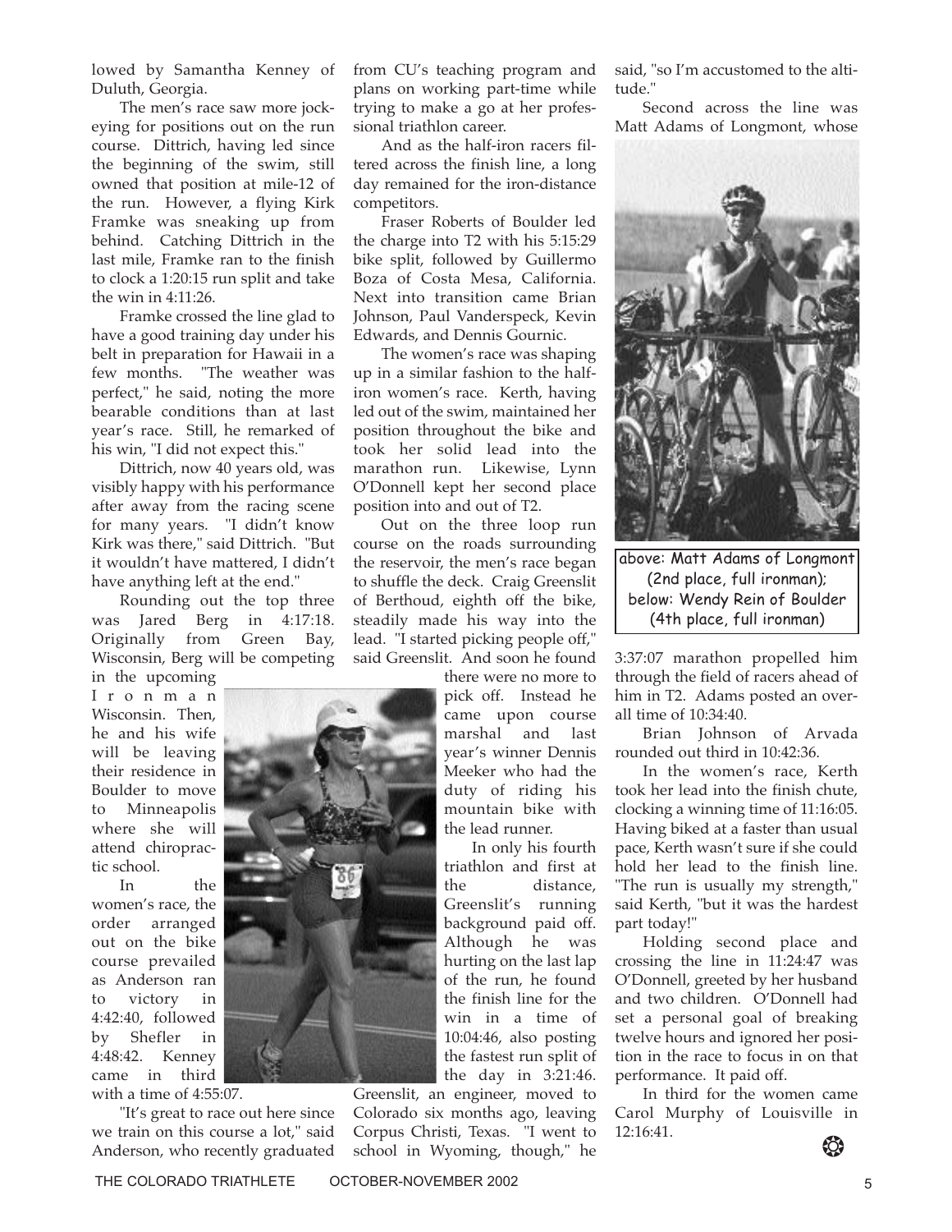lowed by Samantha Kenney of Duluth, Georgia.

The men's race saw more jockeying for positions out on the run course. Dittrich, having led since the beginning of the swim, still owned that position at mile-12 of the run. However, a flying Kirk Framke was sneaking up from behind. Catching Dittrich in the last mile, Framke ran to the finish to clock a 1:20:15 run split and take the win in 4:11:26.

Framke crossed the line glad to have a good training day under his belt in preparation for Hawaii in a few months. "The weather was perfect," he said, noting the more bearable conditions than at last year's race. Still, he remarked of his win, "I did not expect this."

Dittrich, now 40 years old, was visibly happy with his performance after away from the racing scene for many years. "I didn't know Kirk was there," said Dittrich. "But it wouldn't have mattered, I didn't have anything left at the end."

Rounding out the top three was Jared Berg in 4:17:18. Originally from Green Bay, Wisconsin, Berg will be competing in the upcoming Ironman Wisconsin. Then, he and his wife will be leaving their residence in Boulder to move to Minneapolis where she will attend chiropractic school.

In the women's race, the order arranged out on the bike course prevailed as Anderson ran to victory in 4:42:40, followed by Shefler in 4:48:42. Kenney came in third with a time of 4:55:07.

"It's great to race out here since we train on this course a lot," said Anderson, who recently graduated from CU's teaching program and plans on working part-time while trying to make a go at her professional triathlon career.

And as the half-iron racers filtered across the finish line, a long day remained for the iron-distance competitors.

Fraser Roberts of Boulder led the charge into T2 with his 5:15:29 bike split, followed by Guillermo Boza of Costa Mesa, California. Next into transition came Brian Johnson, Paul Vanderspeck, Kevin Edwards, and Dennis Gournic.

The women's race was shaping up in a similar fashion to the half-iron women's race. Kerth, having led out of the swim, maintained her position throughout the bike and took her solid lead into the marathon run. Likewise, Lynn O'Donnell kept her second place position into and out of T2.

Out on the three loop run course on the roads surrounding the reservoir, the men's race began to shuffle the deck. Craig Greenslit of Berthoud, eighth off the bike, steadily made his way into the lead. "I started picking people off," said Greenslit. And soon he found there were no more to pick off. Instead he came upon course marshal and last year's winner Dennis Meeker who had the duty of riding his mountain bike with the lead runner.

In only his fourth triathlon and first at the distance, Greenslit's running background paid off. Although he was hurting on the last lap of the run, he found the finish line for the win in a time of 10:04:46, also posting the fastest run split of the day in 3:21:46.

Greenslit, an engineer, moved to Colorado six months ago, leaving Corpus Christi, Texas. "I went to school in Wyoming, though," he said, "so I'm accustomed to the altitude."

Second across the line was Matt Adams of Longmont, whose 3:37:07 marathon propelled him through the field of racers ahead of him in T2. Adams posted an overall time of 10:34:40.

above: Matt Adams of Longmont (2nd place, full ironman); below: Wendy Rein of Boulder (4th place, full ironman)

Brian Johnson of Arvada rounded out third in 10:42:36.

In the women's race, Kerth took her lead into the finish chute, clocking a winning time of 11:16:05. Having biked at a faster than usual pace, Kerth wasn't sure if she could hold her lead to the finish line. "The run is usually my strength," said Kerth, "but it was the hardest part today!"

Holding second place and crossing the line in 11:24:47 was O'Donnell, greeted by her husband and two children. O'Donnell had set a personal goal of breaking twelve hours and ignored her position in the race to focus in on that performance. It paid off.

In third for the women came Carol Murphy of Louisville in 12:16:41.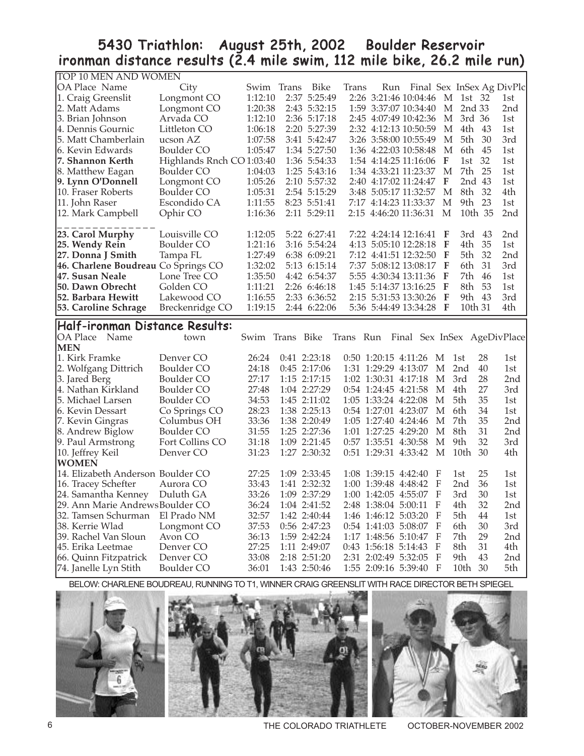# 5430 Triathlon: August 25th, 2002 Boulder Reservoir

## ironman distance results (2.4 mile swim, 112 mile bike, 26.2 mile run)

TOP 10 MEN AND WOMEN

| OA Place Name | City | Swim | Trans | Bike | Trans | Run | Final | Sex | InSex | Ag | DivPlc |
|---|---|---|---|---|---|---|---|---|---|---|---|
| 1. Craig Greenslit | Longmont CO | 1:12:10 | 2:37 | 5:25:49 | 2:26 | 3:21:46 | 10:04:46 | M | 1st | 32 | 1st |
| 2. Matt Adams | Longmont CO | 1:20:38 | 2:43 | 5:32:15 | 1:59 | 3:37:07 | 10:34:40 | M | 2nd | 33 | 2nd |
| 3. Brian Johnson | Arvada CO | 1:12:10 | 2:36 | 5:17:18 | 2:45 | 4:07:49 | 10:42:36 | M | 3rd | 36 | 1st |
| 4. Dennis Gournic | Littleton CO | 1:06:18 | 2:20 | 5:27:39 | 2:32 | 4:12:13 | 10:50:59 | M | 4th | 43 | 1st |
| 5. Matt Chamberlain | ucson AZ | 1:07:58 | 3:41 | 5:42:47 | 3:26 | 3:58:00 | 10:55:49 | M | 5th | 30 | 3rd |
| 6. Kevin Edwards | Boulder CO | 1:05:47 | 1:34 | 5:27:50 | 1:36 | 4:22:03 | 10:58:48 | M | 6th | 45 | 1st |
| **7. Shannon Kerth** | Highlands Rnch CO | 1:03:40 | 1:36 | 5:54:33 | 1:54 | 4:14:25 | 11:16:06 | **F** | 1st | 32 | 1st |
| 8. Matthew Eagan | Boulder CO | 1:04:03 | 1:25 | 5:43:16 | 1:34 | 4:33:21 | 11:23:37 | M | 7th | 25 | 1st |
| **9. Lynn O'Donnell** | Longmont CO | 1:05:26 | 2:10 | 5:57:32 | 2:40 | 4:17:02 | 11:24:47 | **F** | 2nd | 43 | 1st |
| 10. Fraser Roberts | Boulder CO | 1:05:31 | 2:54 | 5:15:29 | 3:48 | 5:05:17 | 11:32:57 | M | 8th | 32 | 4th |
| 11. John Raser | Escondido CA | 1:11:55 | 8:23 | 5:51:41 | 7:17 | 4:14:23 | 11:33:37 | M | 9th | 23 | 1st |
| 12. Mark Campbell | Ophir CO | 1:16:36 | 2:11 | 5:29:11 | 2:15 | 4:46:20 | 11:36:31 | M | 10th | 35 | 2nd |
| **23. Carol Murphy** | Louisville CO | 1:12:05 | 5:22 | 6:27:41 | 7:22 | 4:24:14 | 12:16:41 | **F** | 3rd | 43 | 2nd |
| **25. Wendy Rein** | Boulder CO | 1:21:16 | 3:16 | 5:54:24 | 4:13 | 5:05:10 | 12:28:18 | **F** | 4th | 35 | 1st |
| **27. Donna J Smith** | Tampa FL | 1:27:49 | 6:38 | 6:09:21 | 7:12 | 4:41:51 | 12:32:50 | **F** | 5th | 32 | 2nd |
| **46. Charlene Boudreau** | Co Springs CO | 1:32:02 | 5:13 | 6:15:14 | 7:37 | 5:08:12 | 13:08:17 | **F** | 6th | 31 | 3rd |
| **47. Susan Neale** | Lone Tree CO | 1:35:50 | 4:42 | 6:54:37 | 5:55 | 4:30:34 | 13:11:36 | **F** | 7th | 46 | 1st |
| **50. Dawn Obrecht** | Golden CO | 1:11:21 | 2:26 | 6:46:18 | 1:45 | 5:14:37 | 13:16:25 | **F** | 8th | 53 | 1st |
| **52. Barbara Hewitt** | Lakewood CO | 1:16:55 | 2:33 | 6:36:52 | 2:15 | 5:31:53 | 13:30:26 | **F** | 9th | 43 | 3rd |
| **53. Caroline Schrage** | Breckenridge CO | 1:19:15 | 2:44 | 6:22:06 | 5:36 | 5:44:49 | 13:34:28 | **F** | 10th | 31 | 4th |

## Half-ironman Distance Results:

| OA Place Name | town | Swim | Trans | Bike | Trans | Run | Final | Sex | InSex | Age | DivPlace |
|---|---|---|---|---|---|---|---|---|---|---|---|
| **MEN** | | | | | | | | | | | |
| 1. Kirk Framke | Denver CO | 26:24 | 0:41 | 2:23:18 | 0:50 | 1:20:15 | 4:11:26 | M | 1st | 28 | 1st |
| 2. Wolfgang Dittrich | Boulder CO | 24:18 | 0:45 | 2:17:06 | 1:31 | 1:29:29 | 4:13:07 | M | 2nd | 40 | 1st |
| 3. Jared Berg | Boulder CO | 27:17 | 1:15 | 2:17:15 | 1:02 | 1:30:31 | 4:17:18 | M | 3rd | 28 | 2nd |
| 4. Nathan Kirkland | Boulder CO | 27:48 | 1:04 | 2:27:29 | 0:54 | 1:24:45 | 4:21:58 | M | 4th | 27 | 3rd |
| 5. Michael Larsen | Boulder CO | 34:53 | 1:45 | 2:11:02 | 1:05 | 1:33:24 | 4:22:08 | M | 5th | 35 | 1st |
| 6. Kevin Dessart | Co Springs CO | 28:23 | 1:38 | 2:25:13 | 0:54 | 1:27:01 | 4:23:07 | M | 6th | 34 | 1st |
| 7. Kevin Gingras | Columbus OH | 33:36 | 1:38 | 2:20:49 | 1:05 | 1:27:40 | 4:24:46 | M | 7th | 35 | 2nd |
| 8. Andrew Biglow | Boulder CO | 31:55 | 1:25 | 2:27:36 | 1:01 | 1:27:25 | 4:29:20 | M | 8th | 31 | 2nd |
| 9. Paul Armstrong | Fort Collins CO | 31:18 | 1:09 | 2:21:45 | 0:57 | 1:35:51 | 4:30:58 | M | 9th | 32 | 3rd |
| 10. Jeffrey Keil | Denver CO | 31:23 | 1:27 | 2:30:32 | 0:51 | 1:29:31 | 4:33:42 | M | 10th | 30 | 4th |
| **WOMEN** | | | | | | | | | | | |
| 14. Elizabeth Anderson | Boulder CO | 27:25 | 1:09 | 2:33:45 | 1:08 | 1:39:15 | 4:42:40 | F | 1st | 25 | 1st |
| 16. Tracey Schefter | Aurora CO | 33:43 | 1:41 | 2:32:32 | 1:00 | 1:39:48 | 4:48:42 | F | 2nd | 36 | 1st |
| 24. Samantha Kenney | Duluth GA | 33:26 | 1:09 | 2:37:29 | 1:00 | 1:42:05 | 4:55:07 | F | 3rd | 30 | 1st |
| 29. Ann Marie Andrews | Boulder CO | 36:24 | 1:04 | 2:41:52 | 2:48 | 1:38:04 | 5:00:11 | F | 4th | 32 | 2nd |
| 32. Tamsen Schurman | El Prado NM | 32:57 | 1:42 | 2:40:44 | 1:46 | 1:46:12 | 5:03:20 | F | 5th | 44 | 1st |
| 38. Kerrie Wlad | Longmont CO | 37:53 | 0:56 | 2:47:23 | 0:54 | 1:41:03 | 5:08:07 | F | 6th | 30 | 3rd |
| 39. Rachel Van Sloun | Avon CO | 36:13 | 1:59 | 2:42:24 | 1:17 | 1:48:56 | 5:10:47 | F | 7th | 29 | 2nd |
| 45. Erika Leetmae | Denver CO | 27:25 | 1:11 | 2:49:07 | 0:43 | 1:56:18 | 5:14:43 | F | 8th | 31 | 4th |
| 66. Quinn Fitzpatrick | Denver CO | 33:08 | 2:18 | 2:51:20 | 2:31 | 2:02:49 | 5:32:05 | F | 9th | 43 | 2nd |
| 74. Janelle Lyn Stith | Boulder CO | 36:01 | 1:43 | 2:50:46 | 1:55 | 2:09:16 | 5:39:40 | F | 10th | 30 | 5th |

BELOW: CHARLENE BOUDREAU, RUNNING TO T1, WINNER CRAIG GREENSLIT WITH RACE DIRECTOR BETH SPIEGEL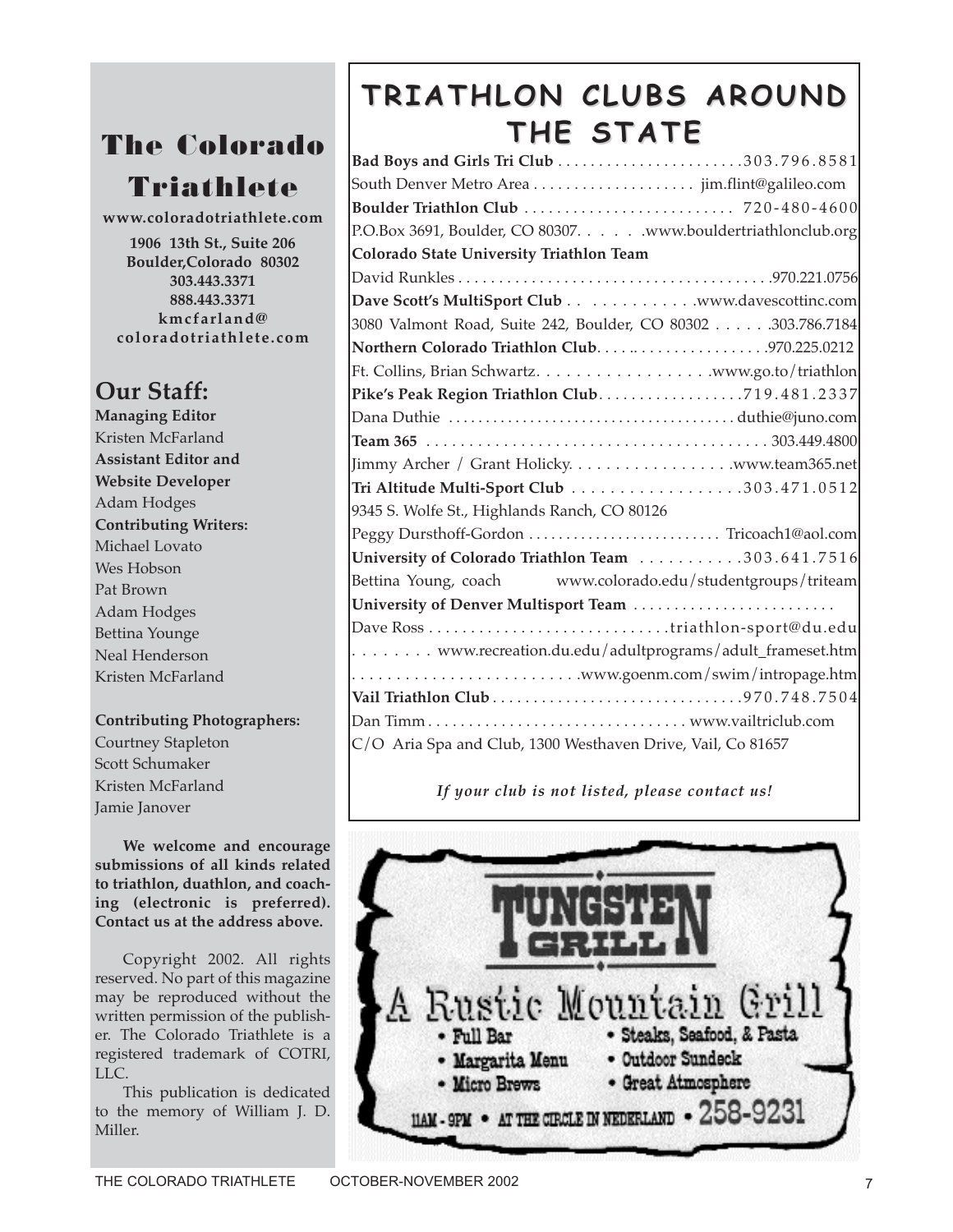# The Colorado Triathlete

**www.coloradotriathlete.com**

**1906 13th St., Suite 206**
**Boulder,Colorado 80302**
**303.443.3371**
**888.443.3371**
**kmcfarland@coloradotriathlete.com**

## Our Staff:

**Managing Editor**
Kristen McFarland

**Assistant Editor and Website Developer**
Adam Hodges

**Contributing Writers:**
Michael Lovato
Wes Hobson
Pat Brown
Adam Hodges
Bettina Younge
Neal Henderson
Kristen McFarland

**Contributing Photographers:**
Courtney Stapleton
Scott Schumaker
Kristen McFarland
Jamie Janover

**We welcome and encourage submissions of all kinds related to triathlon, duathlon, and coaching (electronic is preferred). Contact us at the address above.**

Copyright 2002. All rights reserved. No part of this magazine may be reproduced without the written permission of the publisher. The Colorado Triathlete is a registered trademark of COTRI, LLC.

This publication is dedicated to the memory of William J. D. Miller.

# TRIATHLON CLUBS AROUND THE STATE

**Bad Boys and Girls Tri Club** . . . . . . . . . . . . . . . . . . . . . . .303.796.8581
South Denver Metro Area . . . . . . . . . . . . . . . . . . . . jim.flint@galileo.com

**Boulder Triathlon Club** . . . . . . . . . . . . . . . . . . . . . . . . . 720-480-4600
P.O.Box 3691, Boulder, CO 80307. . . . . .www.bouldertriathlonclub.org

**Colorado State University Triathlon Team**
David Runkles . . . . . . . . . . . . . . . . . . . . . . . . . . . . . . . . . . . . . . .970.221.0756

**Dave Scott's MultiSport Club** . . . . . . . . . . . . .www.davescottinc.com
3080 Valmont Road, Suite 242, Boulder, CO 80302 . . . . . .303.786.7184

**Northern Colorado Triathlon Club**. . . . . . . . . . . . . . . . . . . . . .970.225.0212
Ft. Collins, Brian Schwartz. . . . . . . . . . . . . . . . . . .www.go.to/triathlon

**Pike's Peak Region Triathlon Club**. . . . . . . . . . . . . . . . . .719.481.2337
Dana Duthie . . . . . . . . . . . . . . . . . . . . . . . . . . . . . . . . . . . . . . duthie@juno.com

**Team 365** . . . . . . . . . . . . . . . . . . . . . . . . . . . . . . . . . . . . . . . . 303.449.4800
Jimmy Archer / Grant Holicky. . . . . . . . . . . . . . . . . . .www.team365.net

**Tri Altitude Multi-Sport Club** . . . . . . . . . . . . . . . . . . .303.471.0512
9345 S. Wolfe St., Highlands Ranch, CO 80126
Peggy Dursthoff-Gordon . . . . . . . . . . . . . . . . . . . . . . . . . Tricoach1@aol.com

**University of Colorado Triathlon Team** . . . . . . . . . . .303.641.7516
Bettina Young, coach www.colorado.edu/studentgroups/triteam

**University of Denver Multisport Team** . . . . . . . . . . . . . . . . . . . . . . . . .
Dave Ross . . . . . . . . . . . . . . . . . . . . . . . . . . . . .triathlon-sport@du.edu
. . . . . . . . www.recreation.du.edu/adultprograms/adult_frameset.htm
. . . . . . . . . . . . . . . . . . . . . . . . . .www.goenm.com/swim/intropage.htm

**Vail Triathlon Club** . . . . . . . . . . . . . . . . . . . . . . . . . . . . . . .970.748.7504
Dan Timm . . . . . . . . . . . . . . . . . . . . . . . . . . . . . . . . www.vailtriclub.com
C/O Aria Spa and Club, 1300 Westhaven Drive, Vail, Co 81657

*If your club is not listed, please contact us!*

TUNGSTEN GRILL

A Rustic Mountain Grill

- Full Bar
- Margarita Menu
- Micro Brews
- Steaks, Seafood, & Pasta
- Outdoor Sundeck
- Great Atmosphere

11AM - 9PM • AT THE CIRCLE IN NEDERLAND • 258-9231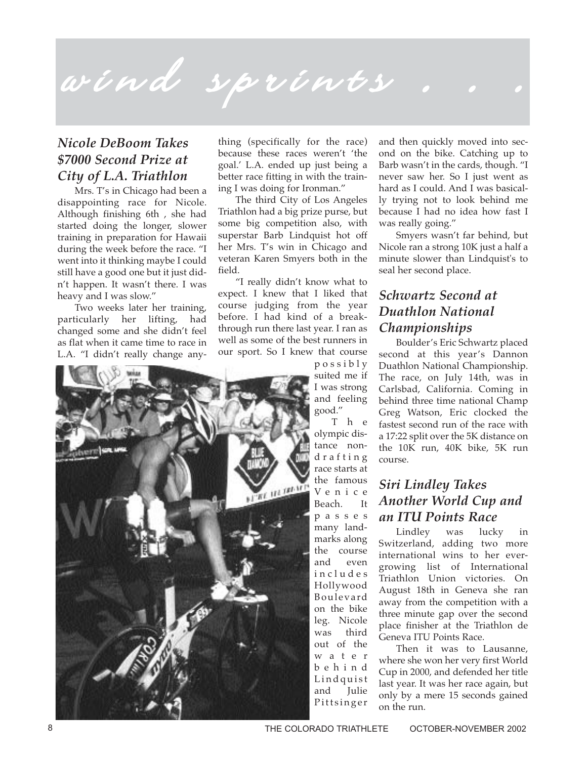# wind sprints . . .

## *Nicole DeBoom Takes $7000 Second Prize at City of L.A. Triathlon*

Mrs. T's in Chicago had been a disappointing race for Nicole. Although finishing 6th , she had started doing the longer, slower training in preparation for Hawaii during the week before the race. "I went into it thinking maybe I could still have a good one but it just didn't happen. It wasn't there. I was heavy and I was slow."

Two weeks later her training, particularly her lifting, had changed some and she didn't feel as flat when it came time to race in L.A. "I didn't really change anything (specifically for the race) because these races weren't 'the goal.' L.A. ended up just being a better race fitting in with the training I was doing for Ironman."

The third City of Los Angeles Triathlon had a big prize purse, but some big competition also, with superstar Barb Lindquist hot off her Mrs. T's win in Chicago and veteran Karen Smyers both in the field.

"I really didn't know what to expect. I knew that I liked that course judging from the year before. I had kind of a breakthrough run there last year. I ran as well as some of the best runners in our sport. So I knew that course possibly suited me if I was strong and feeling good."

The olympic distance non-drafting race starts at the famous Venice Beach. It passes many landmarks along the course and even includes Hollywood Boulevard on the bike leg. Nicole was third out of the water behind Lindquist and Julie Pittsinger and then quickly moved into second on the bike. Catching up to Barb wasn't in the cards, though. "I never saw her. So I just went as hard as I could. And I was basically trying not to look behind me because I had no idea how fast I was really going."

Smyers wasn't far behind, but Nicole ran a strong 10K just a half a minute slower than Lindquist's to seal her second place.

## *Schwartz Second at Duathlon National Championships*

Boulder's Eric Schwartz placed second at this year's Dannon Duathlon National Championship. The race, on July 14th, was in Carlsbad, California. Coming in behind three time national Champ Greg Watson, Eric clocked the fastest second run of the race with a 17:22 split over the 5K distance on the 10K run, 40K bike, 5K run course.

## *Siri Lindley Takes Another World Cup and an ITU Points Race*

Lindley was lucky in Switzerland, adding two more international wins to her ever-growing list of International Triathlon Union victories. On August 18th in Geneva she ran away from the competition with a three minute gap over the second place finisher at the Triathlon de Geneva ITU Points Race.

Then it was to Lausanne, where she won her very first World Cup in 2000, and defended her title last year. It was her race again, but only by a mere 15 seconds gained on the run.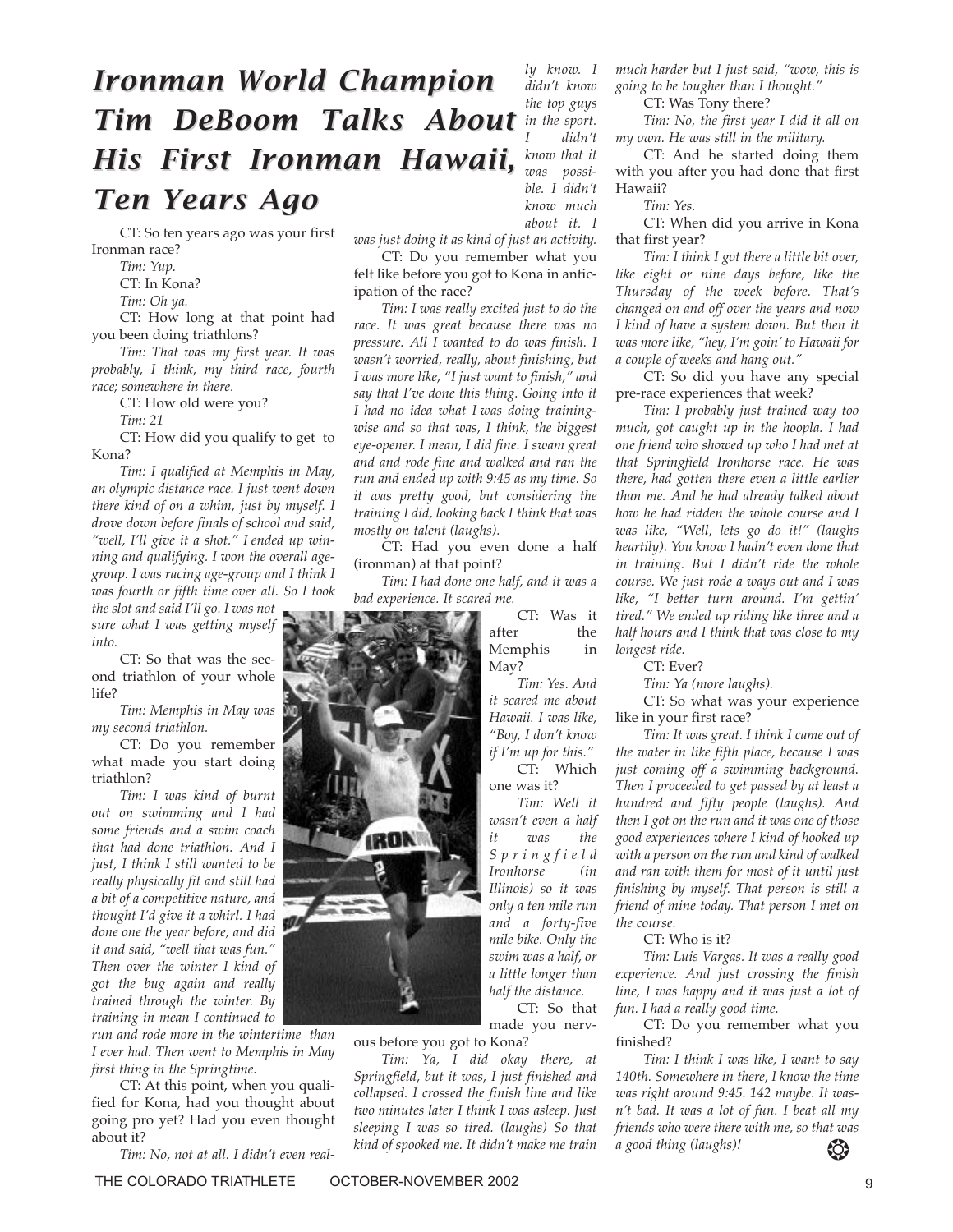# Ironman World Champion Tim DeBoom Talks About His First Ironman Hawaii, Ten Years Ago

CT: So ten years ago was your first Ironman race?

*Tim: Yup.*

CT: In Kona?

*Tim: Oh ya.*

CT: How long at that point had you been doing triathlons?

*Tim: That was my first year. It was probably, I think, my third race, fourth race; somewhere in there.*

CT: How old were you?

*Tim: 21*

CT: How did you qualify to get to Kona?

*Tim: I qualified at Memphis in May, an olympic distance race. I just went down there kind of on a whim, just by myself. I drove down before finals of school and said, "well, I'll give it a shot." I ended up winning and qualifying. I won the overall age-group. I was racing age-group and I think I was fourth or fifth time over all. So I took the slot and said I'll go. I was not sure what I was getting myself into.*

CT: So that was the second triathlon of your whole life?

*Tim: Memphis in May was my second triathlon.*

CT: Do you remember what made you start doing triathlon?

*Tim: I was kind of burnt out on swimming and I had some friends and a swim coach that had done triathlon. And I just, I think I still wanted to be really physically fit and still had a bit of a competitive nature, and thought I'd give it a whirl. I had done one the year before, and did it and said, "well that was fun." Then over the winter I kind of got the bug again and really trained through the winter. By training in mean I continued to run and rode more in the wintertime than I ever had. Then went to Memphis in May first thing in the Springtime.*

CT: At this point, when you qualified for Kona, had you thought about going pro yet? Had you even thought about it?

*Tim: No, not at all. I didn't even really know. I didn't know the top guys in the sport. I didn't know that it was possible. I didn't know much about it. I was just doing it as kind of just an activity.*

CT: Do you remember what you felt like before you got to Kona in anticipation of the race?

*Tim: I was really excited just to do the race. It was great because there was no pressure. All I wanted to do was finish. I wasn't worried, really, about finishing, but I was more like, "I just want to finish," and say that I've done this thing. Going into it I had no idea what I was doing training-wise and so that was, I think, the biggest eye-opener. I mean, I did fine. I swam great and and rode fine and walked and ran the run and ended up with 9:45 as my time. So it was pretty good, but considering the training I did, looking back I think that was mostly on talent (laughs).*

CT: Had you even done a half (ironman) at that point?

*Tim: I had done one half, and it was a bad experience. It scared me.*

CT: Was it after the Memphis in May?

*Tim: Yes. And it scared me about Hawaii. I was like, "Boy, I don't know if I'm up for this."*

CT: Which one was it?

*Tim: Well it wasn't even a half it was the Springfield Ironhorse (in Illinois) so it was only a ten mile run and a forty-five mile bike. Only the swim was a half, or a little longer than half the distance.*

CT: So that made you nervous before you got to Kona?

*Tim: Ya, I did okay there, at Springfield, but it was, I just finished and collapsed. I crossed the finish line and like two minutes later I think I was asleep. Just sleeping I was so tired. (laughs) So that kind of spooked me. It didn't make me train much harder but I just said, "wow, this is going to be tougher than I thought."*

CT: Was Tony there?

*Tim: No, the first year I did it all on my own. He was still in the military.*

CT: And he started doing them with you after you had done that first Hawaii?

*Tim: Yes.*

CT: When did you arrive in Kona that first year?

*Tim: I think I got there a little bit over, like eight or nine days before, like the Thursday of the week before. That's changed on and off over the years and now I kind of have a system down. But then it was more like, "hey, I'm goin' to Hawaii for a couple of weeks and hang out."*

CT: So did you have any special pre-race experiences that week?

*Tim: I probably just trained way too much, got caught up in the hoopla. I had one friend who showed up who I had met at that Springfield Ironhorse race. He was there, had gotten there even a little earlier than me. And he had already talked about how he had ridden the whole course and I was like, "Well, lets go do it!" (laughs heartily). You know I hadn't even done that in training. But I didn't ride the whole course. We just rode a ways out and I was like, "I better turn around. I'm gettin' tired." We ended up riding like three and a half hours and I think that was close to my longest ride.*

CT: Ever?

*Tim: Ya (more laughs).*

CT: So what was your experience like in your first race?

*Tim: It was great. I think I came out of the water in like fifth place, because I was just coming off a swimming background. Then I proceeded to get passed by at least a hundred and fifty people (laughs). And then I got on the run and it was one of those good experiences where I kind of hooked up with a person on the run and kind of walked and ran with them for most of it until just finishing by myself. That person is still a friend of mine today. That person I met on the course.*

CT: Who is it?

*Tim: Luis Vargas. It was a really good experience. And just crossing the finish line, I was happy and it was just a lot of fun. I had a really good time.*

CT: Do you remember what you finished?

*Tim: I think I was like, I want to say 140th. Somewhere in there, I know the time was right around 9:45. 142 maybe. It wasn't bad. It was a lot of fun. I beat all my friends who were there with me, so that was a good thing (laughs)!*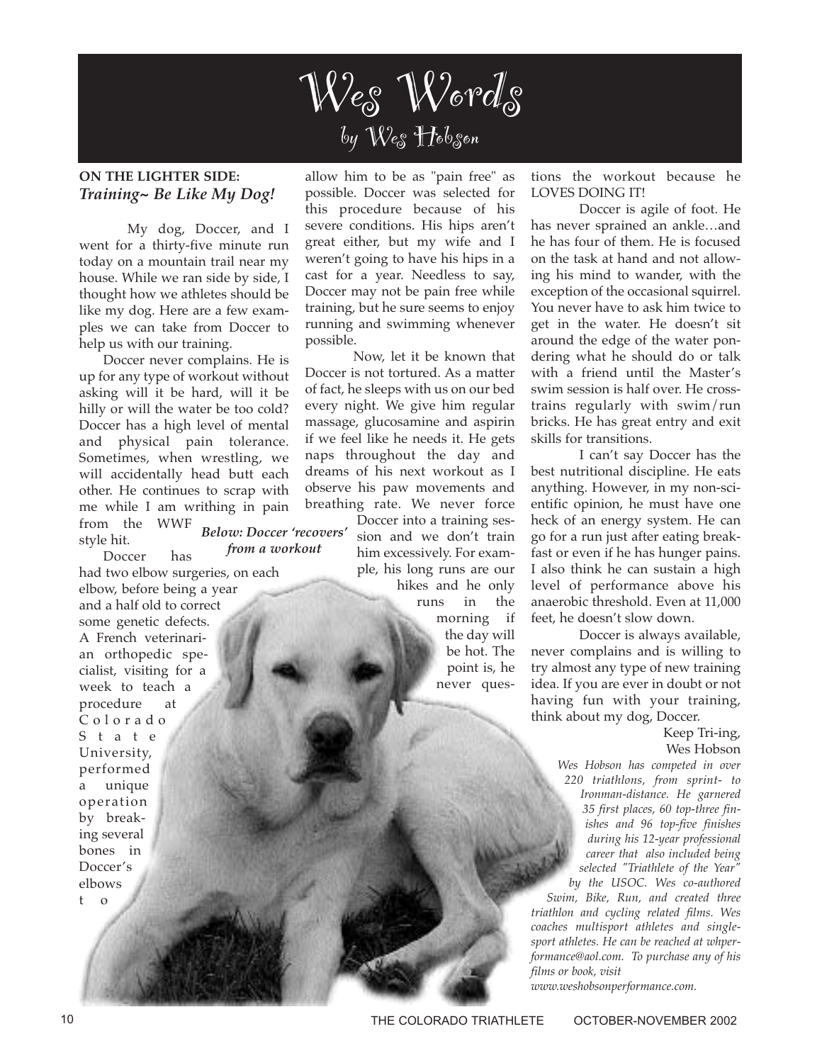# Wes Words

## by Wes Hobson

**ON THE LIGHTER SIDE:**
***Training~ Be Like My Dog!***

My dog, Doccer, and I went for a thirty-five minute run today on a mountain trail near my house. While we ran side by side, I thought how we athletes should be like my dog. Here are a few examples we can take from Doccer to help us with our training.

Doccer never complains. He is up for any type of workout without asking will it be hard, will it be hilly or will the water be too cold? Doccer has a high level of mental and physical pain tolerance. Sometimes, when wrestling, we will accidentally head butt each other. He continues to scrap with me while I am writhing in pain from the WWF style hit.

***Below: Doccer 'recovers' from a workout***

Doccer has had two elbow surgeries, on each elbow, before being a year and a half old to correct some genetic defects. A French veterinarian orthopedic specialist, visiting for a week to teach a procedure at Colorado State University, performed a unique operation by breaking several bones in Doccer's elbows to allow him to be as "pain free" as possible. Doccer was selected for this procedure because of his severe conditions. His hips aren't great either, but my wife and I weren't going to have his hips in a cast for a year. Needless to say, Doccer may not be pain free while training, but he sure seems to enjoy running and swimming whenever possible.

Now, let it be known that Doccer is not tortured. As a matter of fact, he sleeps with us on our bed every night. We give him regular massage, glucosamine and aspirin if we feel like he needs it. He gets naps throughout the day and dreams of his next workout as I observe his paw movements and breathing rate. We never force Doccer into a training session and we don't train him excessively. For example, his long runs are our hikes and he only runs in the morning if the day will be hot. The point is, he never questions the workout because he LOVES DOING IT!

Doccer is agile of foot. He has never sprained an ankle…and he has four of them. He is focused on the task at hand and not allowing his mind to wander, with the exception of the occasional squirrel. You never have to ask him twice to get in the water. He doesn't sit around the edge of the water pondering what he should do or talk with a friend until the Master's swim session is half over. He cross-trains regularly with swim/run bricks. He has great entry and exit skills for transitions.

I can't say Doccer has the best nutritional discipline. He eats anything. However, in my non-scientific opinion, he must have one heck of an energy system. He can go for a run just after eating breakfast or even if he has hunger pains. I also think he can sustain a high level of performance above his anaerobic threshold. Even at 11,000 feet, he doesn't slow down.

Doccer is always available, never complains and is willing to try almost any type of new training idea. If you are ever in doubt or not having fun with your training, think about my dog, Doccer.

Keep Tri-ing,
Wes Hobson

*Wes Hobson has competed in over 220 triathlons, from sprint- to Ironman-distance. He garnered 35 first places, 60 top-three finishes and 96 top-five finishes during his 12-year professional career that also included being selected "Triathlete of the Year" by the USOC. Wes co-authored Swim, Bike, Run, and created three triathlon and cycling related films. Wes coaches multisport athletes and single-sport athletes. He can be reached at whperformance@aol.com. To purchase any of his films or book, visit www.weshobsonperformance.com.*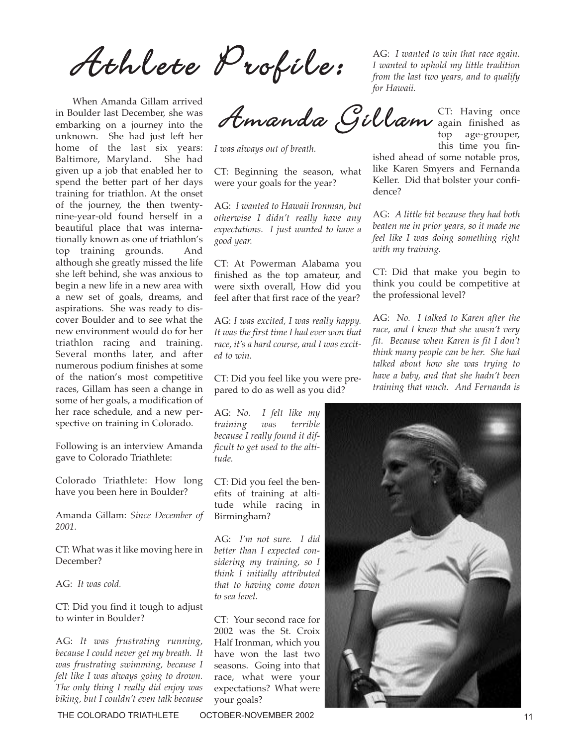# Athlete Profile: Amanda Gillam

When Amanda Gillam arrived in Boulder last December, she was embarking on a journey into the unknown. She had just left her home of the last six years: Baltimore, Maryland. She had given up a job that enabled her to spend the better part of her days training for triathlon. At the onset of the journey, the then twenty-nine-year-old found herself in a beautiful place that was internationally known as one of triathlon's top training grounds. And although she greatly missed the life she left behind, she was anxious to begin a new life in a new area with a new set of goals, dreams, and aspirations. She was ready to discover Boulder and to see what the new environment would do for her triathlon racing and training. Several months later, and after numerous podium finishes at some of the nation's most competitive races, Gillam has seen a change in some of her goals, a modification of her race schedule, and a new perspective on training in Colorado.

Following is an interview Amanda gave to Colorado Triathlete:

Colorado Triathlete: How long have you been here in Boulder?

Amanda Gillam: *Since December of 2001.*

CT: What was it like moving here in December?

AG: *It was cold.*

CT: Did you find it tough to adjust to winter in Boulder?

AG: *It was frustrating running, because I could never get my breath. It was frustrating swimming, because I felt like I was always going to drown. The only thing I really did enjoy was biking, but I couldn't even talk because I was always out of breath.*

CT: Beginning the season, what were your goals for the year?

AG: *I wanted to Hawaii Ironman, but otherwise I didn't really have any expectations. I just wanted to have a good year.*

CT: At Powerman Alabama you finished as the top amateur, and were sixth overall, How did you feel after that first race of the year?

AG: *I was excited, I was really happy. It was the first time I had ever won that race, it's a hard course, and I was excited to win.*

CT: Did you feel like you were prepared to do as well as you did?

AG: *No. I felt like my training was terrible because I really found it difficult to get used to the altitude.*

CT: Did you feel the benefits of training at altitude while racing in Birmingham?

AG: *I'm not sure. I did better than I expected considering my training, so I think I initially attributed that to having come down to sea level.*

CT: Your second race for 2002 was the St. Croix Half Ironman, which you have won the last two seasons. Going into that race, what were your expectations? What were your goals?

AG: *I wanted to win that race again. I wanted to uphold my little tradition from the last two years, and to qualify for Hawaii.*

CT: Having once again finished as top age-grouper, this time you finished ahead of some notable pros, like Karen Smyers and Fernanda Keller. Did that bolster your confidence?

AG: *A little bit because they had both beaten me in prior years, so it made me feel like I was doing something right with my training.*

CT: Did that make you begin to think you could be competitive at the professional level?

AG: *No. I talked to Karen after the race, and I knew that she wasn't very fit. Because when Karen is fit I don't think many people can be her. She had talked about how she was trying to have a baby, and that she hadn't been training that much. And Fernanda is*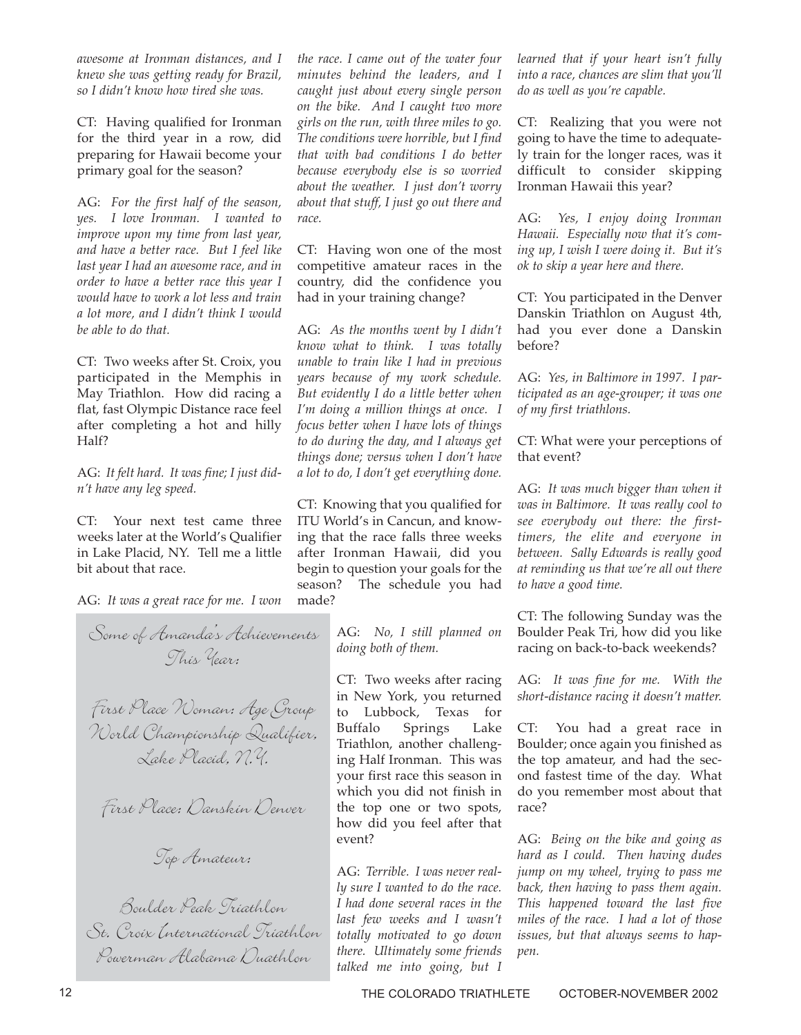*awesome at Ironman distances, and I knew she was getting ready for Brazil, so I didn't know how tired she was.*

CT: Having qualified for Ironman for the third year in a row, did preparing for Hawaii become your primary goal for the season?

AG: *For the first half of the season, yes. I love Ironman. I wanted to improve upon my time from last year, and have a better race. But I feel like last year I had an awesome race, and in order to have a better race this year I would have to work a lot less and train a lot more, and I didn't think I would be able to do that.*

CT: Two weeks after St. Croix, you participated in the Memphis in May Triathlon. How did racing a flat, fast Olympic Distance race feel after completing a hot and hilly Half?

AG: *It felt hard. It was fine; I just didn't have any leg speed.*

CT: Your next test came three weeks later at the World's Qualifier in Lake Placid, NY. Tell me a little bit about that race.

AG: *It was a great race for me. I won the race. I came out of the water four minutes behind the leaders, and I caught just about every single person on the bike. And I caught two more girls on the run, with three miles to go. The conditions were horrible, but I find that with bad conditions I do better because everybody else is so worried about the weather. I just don't worry about that stuff, I just go out there and race.*

CT: Having won one of the most competitive amateur races in the country, did the confidence you had in your training change?

AG: *As the months went by I didn't know what to think. I was totally unable to train like I had in previous years because of my work schedule. But evidently I do a little better when I'm doing a million things at once. I focus better when I have lots of things to do during the day, and I always get things done; versus when I don't have a lot to do, I don't get everything done.*

CT: Knowing that you qualified for ITU World's in Cancun, and knowing that the race falls three weeks after Ironman Hawaii, did you begin to question your goals for the season? The schedule you had made?

AG: *No, I still planned on doing both of them.*

CT: Two weeks after racing in New York, you returned to Lubbock, Texas for Buffalo Springs Lake Triathlon, another challenging Half Ironman. This was your first race this season in which you did not finish in the top one or two spots, how did you feel after that event?

AG: *Terrible. I was never really sure I wanted to do the race. I had done several races in the last few weeks and I wasn't totally motivated to go down there. Ultimately some friends talked me into going, but I learned that if your heart isn't fully into a race, chances are slim that you'll do as well as you're capable.*

CT: Realizing that you were not going to have the time to adequately train for the longer races, was it difficult to consider skipping Ironman Hawaii this year?

AG: *Yes, I enjoy doing Ironman Hawaii. Especially now that it's coming up, I wish I were doing it. But it's ok to skip a year here and there.*

CT: You participated in the Denver Danskin Triathlon on August 4th, had you ever done a Danskin before?

AG: *Yes, in Baltimore in 1997. I participated as an age-grouper; it was one of my first triathlons.*

CT: What were your perceptions of that event?

AG: *It was much bigger than when it was in Baltimore. It was really cool to see everybody out there: the first-timers, the elite and everyone in between. Sally Edwards is really good at reminding us that we're all out there to have a good time.*

CT: The following Sunday was the Boulder Peak Tri, how did you like racing on back-to-back weekends?

AG: *It was fine for me. With the short-distance racing it doesn't matter.*

CT: You had a great race in Boulder; once again you finished as the top amateur, and had the second fastest time of the day. What do you remember most about that race?

AG: *Being on the bike and going as hard as I could. Then having dudes jump on my wheel, trying to pass me back, then having to pass them again. This happened toward the last five miles of the race. I had a lot of those issues, but that always seems to happen.*

**Some of Amanda's Achievements This Year:**

First Place Woman: Age Group World Championship Qualifier, Lake Placid, N.Y.

First Place: Danskin Denver

Top Amateur:

Boulder Peak Triathlon
St. Croix International Triathlon
Powerman Alabama Duathlon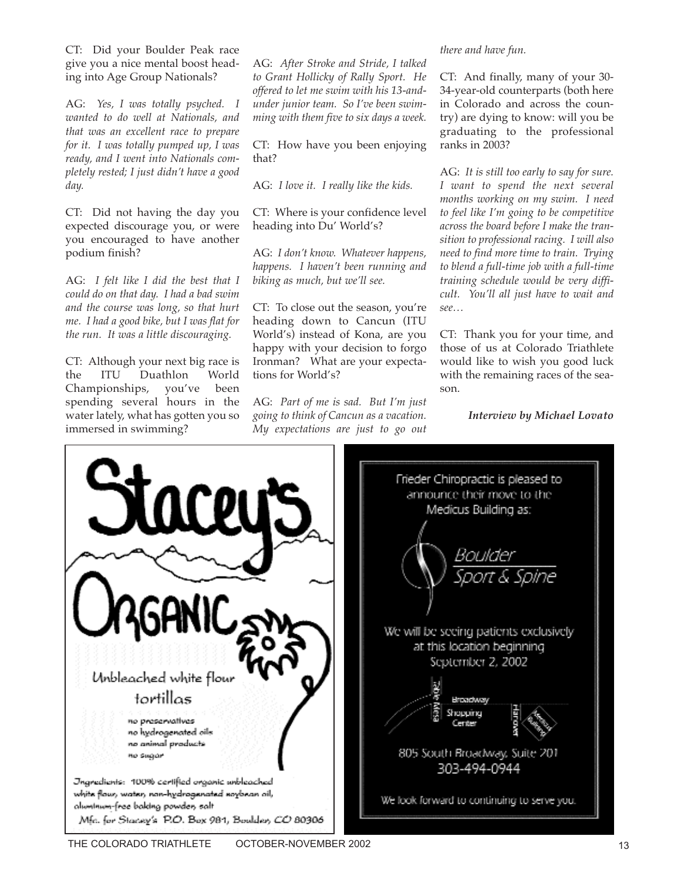CT: Did your Boulder Peak race give you a nice mental boost heading into Age Group Nationals?

AG: *Yes, I was totally psyched. I wanted to do well at Nationals, and that was an excellent race to prepare for it. I was totally pumped up, I was ready, and I went into Nationals completely rested; I just didn't have a good day.*

CT: Did not having the day you expected discourage you, or were you encouraged to have another podium finish?

AG: *I felt like I did the best that I could do on that day. I had a bad swim and the course was long, so that hurt me. I had a good bike, but I was flat for the run. It was a little discouraging.*

CT: Although your next big race is the ITU Duathlon World Championships, you've been spending several hours in the water lately, what has gotten you so immersed in swimming?

AG: *After Stroke and Stride, I talked to Grant Hollicky of Rally Sport. He offered to let me swim with his 13-and-under junior team. So I've been swimming with them five to six days a week.*

CT: How have you been enjoying that?

AG: *I love it. I really like the kids.*

CT: Where is your confidence level heading into Du' World's?

AG: *I don't know. Whatever happens, happens. I haven't been running and biking as much, but we'll see.*

CT: To close out the season, you're heading down to Cancun (ITU World's) instead of Kona, are you happy with your decision to forgo Ironman? What are your expectations for World's?

AG: *Part of me is sad. But I'm just going to think of Cancun as a vacation. My expectations are just to go out there and have fun.*

CT: And finally, many of your 30-34-year-old counterparts (both here in Colorado and across the country) are dying to know: will you be graduating to the professional ranks in 2003?

AG: *It is still too early to say for sure. I want to spend the next several months working on my swim. I need to feel like I'm going to be competitive across the board before I make the transition to professional racing. I will also need to find more time to train. Trying to blend a full-time job with a full-time training schedule would be very difficult. You'll all just have to wait and see…*

CT: Thank you for your time, and those of us at Colorado Triathlete would like to wish you good luck with the remaining races of the season.

***Interview by Michael Lovato***

**Stacey's Organic**

Unbleached white flour tortillas

- no preservatives
- no hydrogenated oils
- no animal products
- no sugar

Ingredients: 100% certified organic unbleached white flour, water, non-hydrogenated soybean oil, aluminum-free baking powder, salt

Mfc. for Stacey's P.O. Box 981, Boulder, CO 80306

Frieder Chiropractic is pleased to announce their move to the Medicus Building as:

**Boulder Sport & Spine**

We will be seeing patients exclusively at this location beginning September 2, 2002

Table Mesa · Broadway · Shopping Center · Hanover · Medicus Building

805 South Broadway, Suite 201
303-494-0944

We look forward to continuing to serve you.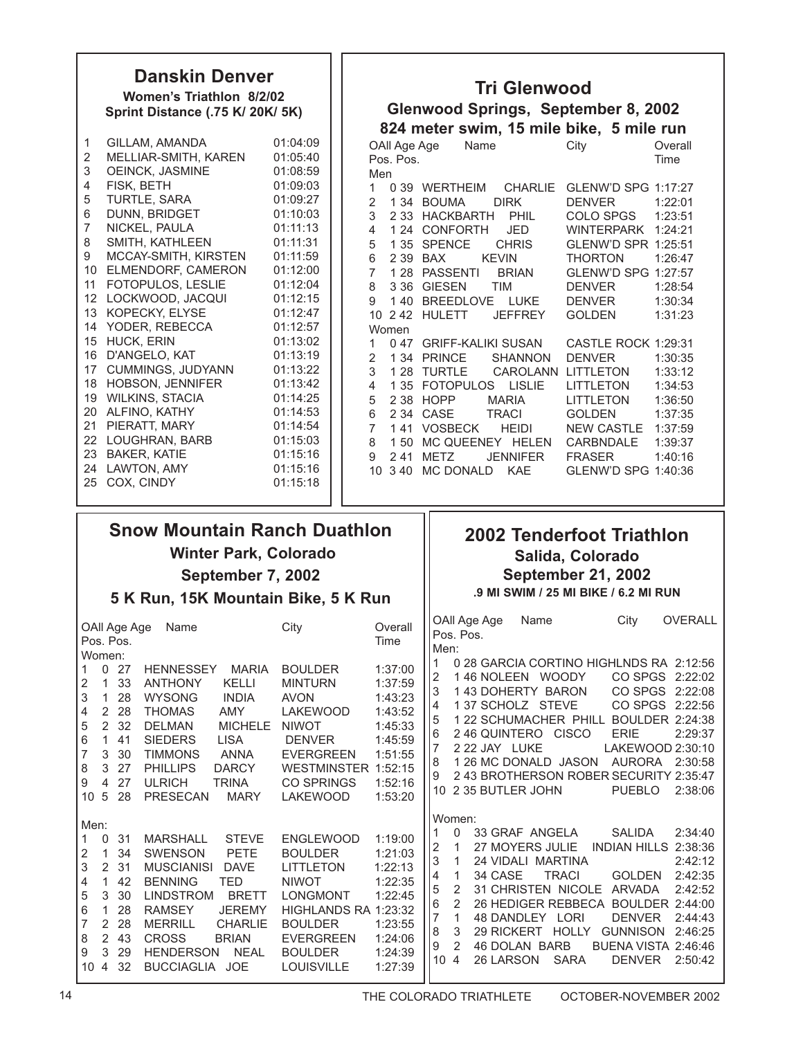## Danskin Denver

**Women's Triathlon 8/2/02**
**Sprint Distance (.75 K/ 20K/ 5K)**

| | Name | Time |
|---|---|---|
| 1 | GILLAM, AMANDA | 01:04:09 |
| 2 | MELLIAR-SMITH, KAREN | 01:05:40 |
| 3 | OEINCK, JASMINE | 01:08:59 |
| 4 | FISK, BETH | 01:09:03 |
| 5 | TURTLE, SARA | 01:09:27 |
| 6 | DUNN, BRIDGET | 01:10:03 |
| 7 | NICKEL, PAULA | 01:11:13 |
| 8 | SMITH, KATHLEEN | 01:11:31 |
| 9 | MCCAY-SMITH, KIRSTEN | 01:11:59 |
| 10 | ELMENDORF, CAMERON | 01:12:00 |
| 11 | FOTOPULOS, LESLIE | 01:12:04 |
| 12 | LOCKWOOD, JACQUI | 01:12:15 |
| 13 | KOPECKY, ELYSE | 01:12:47 |
| 14 | YODER, REBECCA | 01:12:57 |
| 15 | HUCK, ERIN | 01:13:02 |
| 16 | D'ANGELO, KAT | 01:13:19 |
| 17 | CUMMINGS, JUDYANN | 01:13:22 |
| 18 | HOBSON, JENNIFER | 01:13:42 |
| 19 | WILKINS, STACIA | 01:14:25 |
| 20 | ALFINO, KATHY | 01:14:53 |
| 21 | PIERATT, MARY | 01:14:54 |
| 22 | LOUGHRAN, BARB | 01:15:03 |
| 23 | BAKER, KATIE | 01:15:16 |
| 24 | LAWTON, AMY | 01:15:16 |
| 25 | COX, CINDY | 01:15:18 |

## Tri Glenwood

**Glenwood Springs, September 8, 2002**
**824 meter swim, 15 mile bike, 5 mile run**

| OAll Pos. | Age Pos. | Age | Name | City | Overall Time |
|---|---|---|---|---|---|
| **Men** | | | | | |
| 1 | 0 | 39 | WERTHEIM CHARLIE | GLENW'D SPG | 1:17:27 |
| 2 | 1 | 34 | BOUMA DIRK | DENVER | 1:22:01 |
| 3 | 2 | 33 | HACKBARTH PHIL | COLO SPGS | 1:23:51 |
| 4 | 1 | 24 | CONFORTH JED | WINTERPARK | 1:24:21 |
| 5 | 1 | 35 | SPENCE CHRIS | GLENW'D SPR | 1:25:51 |
| 6 | 2 | 39 | BAX KEVIN | THORTON | 1:26:47 |
| 7 | 1 | 28 | PASSENTI BRIAN | GLENW'D SPG | 1:27:57 |
| 8 | 3 | 36 | GIESEN TIM | DENVER | 1:28:54 |
| 9 | 1 | 40 | BREEDLOVE LUKE | DENVER | 1:30:34 |
| 10 | 2 | 42 | HULETT JEFFREY | GOLDEN | 1:31:23 |
| **Women** | | | | | |
| 1 | 0 | 47 | GRIFF-KALIKI SUSAN | CASTLE ROCK | 1:29:31 |
| 2 | 1 | 34 | PRINCE SHANNON | DENVER | 1:30:35 |
| 3 | 1 | 28 | TURTLE CAROLANN | LITTLETON | 1:33:12 |
| 4 | 1 | 35 | FOTOPULOS LISLIE | LITTLETON | 1:34:53 |
| 5 | 2 | 38 | HOPP MARIA | LITTLETON | 1:36:50 |
| 6 | 2 | 34 | CASE TRACI | GOLDEN | 1:37:35 |
| 7 | 1 | 41 | VOSBECK HEIDI | NEW CASTLE | 1:37:59 |
| 8 | 1 | 50 | MC QUEENEY HELEN | CARBNDALE | 1:39:37 |
| 9 | 2 | 41 | METZ JENNIFER | FRASER | 1:40:16 |
| 10 | 3 | 40 | MC DONALD KAE | GLENW'D SPG | 1:40:36 |

## Snow Mountain Ranch Duathlon

**Winter Park, Colorado**
**September 7, 2002**
**5 K Run, 15K Mountain Bike, 5 K Run**

| OAll Pos. | Age Pos. | Age | Name | City | Overall Time |
|---|---|---|---|---|---|
| **Women:** | | | | | |
| 1 | 0 | 27 | HENNESSEY MARIA | BOULDER | 1:37:00 |
| 2 | 1 | 33 | ANTHONY KELLI | MINTURN | 1:37:59 |
| 3 | 1 | 28 | WYSONG INDIA | AVON | 1:43:23 |
| 4 | 2 | 28 | THOMAS AMY | LAKEWOOD | 1:43:52 |
| 5 | 2 | 32 | DELMAN MICHELE | NIWOT | 1:45:33 |
| 6 | 1 | 41 | SIEDERS LISA | DENVER | 1:45:59 |
| 7 | 3 | 30 | TIMMONS ANNA | EVERGREEN | 1:51:55 |
| 8 | 3 | 27 | PHILLIPS DARCY | WESTMINSTER | 1:52:15 |
| 9 | 4 | 27 | ULRICH TRINA | CO SPRINGS | 1:52:16 |
| 10 | 5 | 28 | PRESECAN MARY | LAKEWOOD | 1:53:20 |
| **Men:** | | | | | |
| 1 | 0 | 31 | MARSHALL STEVE | ENGLEWOOD | 1:19:00 |
| 2 | 1 | 34 | SWENSON PETE | BOULDER | 1:21:03 |
| 3 | 2 | 31 | MUSCIANISI DAVE | LITTLETON | 1:22:13 |
| 4 | 1 | 42 | BENNING TED | NIWOT | 1:22:35 |
| 5 | 3 | 30 | LINDSTROM BRETT | LONGMONT | 1:22:45 |
| 6 | 1 | 28 | RAMSEY JEREMY | HIGHLANDS RA | 1:23:32 |
| 7 | 2 | 28 | MERRILL CHARLIE | BOULDER | 1:23:55 |
| 8 | 2 | 43 | CROSS BRIAN | EVERGREEN | 1:24:06 |
| 9 | 3 | 29 | HENDERSON NEAL | BOULDER | 1:24:39 |
| 10 | 4 | 32 | BUCCIAGLIA JOE | LOUISVILLE | 1:27:39 |

## 2002 Tenderfoot Triathlon

**Salida, Colorado**
**September 21, 2002**
**.9 MI SWIM / 25 MI BIKE / 6.2 MI RUN**

| OAll Pos. | Age Pos. | Age | Name | City | OVERALL |
|---|---|---|---|---|---|
| **Men:** | | | | | |
| 1 | 0 | 28 | GARCIA CORTINO | HIGHLNDS RA | 2:12:56 |
| 2 | 1 | 46 | NOLEEN WOODY | CO SPGS | 2:22:02 |
| 3 | 1 | 43 | DOHERTY BARON | CO SPGS | 2:22:08 |
| 4 | 1 | 37 | SCHOLZ STEVE | CO SPGS | 2:22:56 |
| 5 | 1 | 22 | SCHUMACHER PHILL | BOULDER | 2:24:38 |
| 6 | 2 | 46 | QUINTERO CISCO | ERIE | 2:29:37 |
| 7 | 2 | 22 | JAY LUKE | LAKEWOOD | 2:30:10 |
| 8 | 1 | 26 | MC DONALD JASON | AURORA | 2:30:58 |
| 9 | 2 | 43 | BROTHERSON ROBER | SECURITY | 2:35:47 |
| 10 | 2 | 35 | BUTLER JOHN | PUEBLO | 2:38:06 |
| **Women:** | | | | | |
| 1 | 0 | 33 | GRAF ANGELA | SALIDA | 2:34:40 |
| 2 | 1 | 27 | MOYERS JULIE | INDIAN HILLS | 2:38:36 |
| 3 | 1 | 24 | VIDALI MARTINA | | 2:42:12 |
| 4 | 1 | 34 | CASE TRACI | GOLDEN | 2:42:35 |
| 5 | 2 | 31 | CHRISTEN NICOLE | ARVADA | 2:42:52 |
| 6 | 2 | 26 | HEDIGER REBBECA | BOULDER | 2:44:00 |
| 7 | 1 | 48 | DANDLEY LORI | DENVER | 2:44:43 |
| 8 | 3 | 29 | RICKERT HOLLY | GUNNISON | 2:46:25 |
| 9 | 2 | 46 | DOLAN BARB | BUENA VISTA | 2:46:46 |
| 10 | 4 | 26 | LARSON SARA | DENVER | 2:50:42 |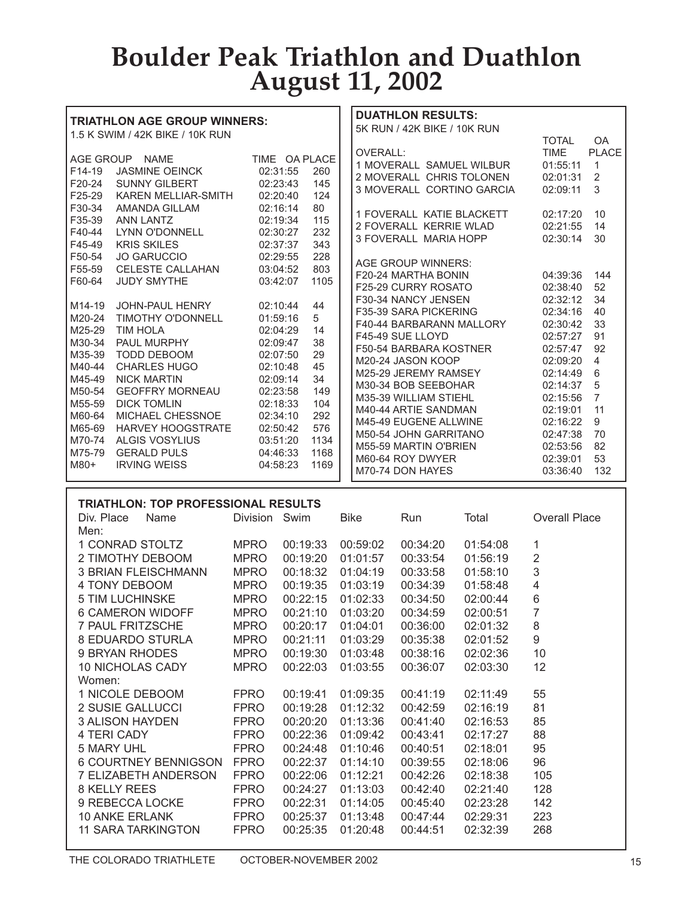# Boulder Peak Triathlon and Duathlon
# August 11, 2002

## TRIATHLON AGE GROUP WINNERS:

1.5 K SWIM / 42K BIKE / 10K RUN

| AGE GROUP | NAME | TIME | OA PLACE |
|---|---|---|---|
| F14-19 | JASMINE OEINCK | 02:31:55 | 260 |
| F20-24 | SUNNY GILBERT | 02:23:43 | 145 |
| F25-29 | KAREN MELLIAR-SMITH | 02:20:40 | 124 |
| F30-34 | AMANDA GILLAM | 02:16:14 | 80 |
| F35-39 | ANN LANTZ | 02:19:34 | 115 |
| F40-44 | LYNN O'DONNELL | 02:30:27 | 232 |
| F45-49 | KRIS SKILES | 02:37:37 | 343 |
| F50-54 | JO GARUCCIO | 02:29:55 | 228 |
| F55-59 | CELESTE CALLAHAN | 03:04:52 | 803 |
| F60-64 | JUDY SMYTHE | 03:42:07 | 1105 |
| M14-19 | JOHN-PAUL HENRY | 02:10:44 | 44 |
| M20-24 | TIMOTHY O'DONNELL | 01:59:16 | 5 |
| M25-29 | TIM HOLA | 02:04:29 | 14 |
| M30-34 | PAUL MURPHY | 02:09:47 | 38 |
| M35-39 | TODD DEBOOM | 02:07:50 | 29 |
| M40-44 | CHARLES HUGO | 02:10:48 | 45 |
| M45-49 | NICK MARTIN | 02:09:14 | 34 |
| M50-54 | GEOFFRY MORNEAU | 02:23:58 | 149 |
| M55-59 | DICK TOMLIN | 02:18:33 | 104 |
| M60-64 | MICHAEL CHESSNOE | 02:34:10 | 292 |
| M65-69 | HARVEY HOOGSTRATE | 02:50:42 | 576 |
| M70-74 | ALGIS VOSYLIUS | 03:51:20 | 1134 |
| M75-79 | GERALD PULS | 04:46:33 | 1168 |
| M80+ | IRVING WEISS | 04:58:23 | 1169 |

## DUATHLON RESULTS:

5K RUN / 42K BIKE / 10K RUN

| OVERALL: | TOTAL TIME | OA PLACE |
|---|---|---|
| 1 MOVERALL SAMUEL WILBUR | 01:55:11 | 1 |
| 2 MOVERALL CHRIS TOLONEN | 02:01:31 | 2 |
| 3 MOVERALL CORTINO GARCIA | 02:09:11 | 3 |
| 1 FOVERALL KATIE BLACKETT | 02:17:20 | 10 |
| 2 FOVERALL KERRIE WLAD | 02:21:55 | 14 |
| 3 FOVERALL MARIA HOPP | 02:30:14 | 30 |
| **AGE GROUP WINNERS:** | | |
| F20-24 MARTHA BONIN | 04:39:36 | 144 |
| F25-29 CURRY ROSATO | 02:38:40 | 52 |
| F30-34 NANCY JENSEN | 02:32:12 | 34 |
| F35-39 SARA PICKERING | 02:34:16 | 40 |
| F40-44 BARBARANN MALLORY | 02:30:42 | 33 |
| F45-49 SUE LLOYD | 02:57:27 | 91 |
| F50-54 BARBARA KOSTNER | 02:57:47 | 92 |
| M20-24 JASON KOOP | 02:09:20 | 4 |
| M25-29 JEREMY RAMSEY | 02:14:49 | 6 |
| M30-34 BOB SEEBOHAR | 02:14:37 | 5 |
| M35-39 WILLIAM STIEHL | 02:15:56 | 7 |
| M40-44 ARTIE SANDMAN | 02:19:01 | 11 |
| M45-49 EUGENE ALLWINE | 02:16:22 | 9 |
| M50-54 JOHN GARRITANO | 02:47:38 | 70 |
| M55-59 MARTIN O'BRIEN | 02:53:56 | 82 |
| M60-64 ROY DWYER | 02:39:01 | 53 |
| M70-74 DON HAYES | 03:36:40 | 132 |

## TRIATHLON: TOP PROFESSIONAL RESULTS

| Div. Place Name | Division | Swim | Bike | Run | Total | Overall Place |
|---|---|---|---|---|---|---|
| **Men:** | | | | | | |
| 1 CONRAD STOLTZ | MPRO | 00:19:33 | 00:59:02 | 00:34:20 | 01:54:08 | 1 |
| 2 TIMOTHY DEBOOM | MPRO | 00:19:20 | 01:01:57 | 00:33:54 | 01:56:19 | 2 |
| 3 BRIAN FLEISCHMANN | MPRO | 00:18:32 | 01:04:19 | 00:33:58 | 01:58:10 | 3 |
| 4 TONY DEBOOM | MPRO | 00:19:35 | 01:03:19 | 00:34:39 | 01:58:48 | 4 |
| 5 TIM LUCHINSKE | MPRO | 00:22:15 | 01:02:33 | 00:34:50 | 02:00:44 | 6 |
| 6 CAMERON WIDOFF | MPRO | 00:21:10 | 01:03:20 | 00:34:59 | 02:00:51 | 7 |
| 7 PAUL FRITZSCHE | MPRO | 00:20:17 | 01:04:01 | 00:36:00 | 02:01:32 | 8 |
| 8 EDUARDO STURLA | MPRO | 00:21:11 | 01:03:29 | 00:35:38 | 02:01:52 | 9 |
| 9 BRYAN RHODES | MPRO | 00:19:30 | 01:03:48 | 00:38:16 | 02:02:36 | 10 |
| 10 NICHOLAS CADY | MPRO | 00:22:03 | 01:03:55 | 00:36:07 | 02:03:30 | 12 |
| **Women:** | | | | | | |
| 1 NICOLE DEBOOM | FPRO | 00:19:41 | 01:09:35 | 00:41:19 | 02:11:49 | 55 |
| 2 SUSIE GALLUCCI | FPRO | 00:19:28 | 01:12:32 | 00:42:59 | 02:16:19 | 81 |
| 3 ALISON HAYDEN | FPRO | 00:20:20 | 01:13:36 | 00:41:40 | 02:16:53 | 85 |
| 4 TERI CADY | FPRO | 00:22:36 | 01:09:42 | 00:43:41 | 02:17:27 | 88 |
| 5 MARY UHL | FPRO | 00:24:48 | 01:10:46 | 00:40:51 | 02:18:01 | 95 |
| 6 COURTNEY BENNIGSON | FPRO | 00:22:37 | 01:14:10 | 00:39:55 | 02:18:06 | 96 |
| 7 ELIZABETH ANDERSON | FPRO | 00:22:06 | 01:12:21 | 00:42:26 | 02:18:38 | 105 |
| 8 KELLY REES | FPRO | 00:24:27 | 01:13:03 | 00:42:40 | 02:21:40 | 128 |
| 9 REBECCA LOCKE | FPRO | 00:22:31 | 01:14:05 | 00:45:40 | 02:23:28 | 142 |
| 10 ANKE ERLANK | FPRO | 00:25:37 | 01:13:48 | 00:47:44 | 02:29:31 | 223 |
| 11 SARA TARKINGTON | FPRO | 00:25:35 | 01:20:48 | 00:44:51 | 02:32:39 | 268 |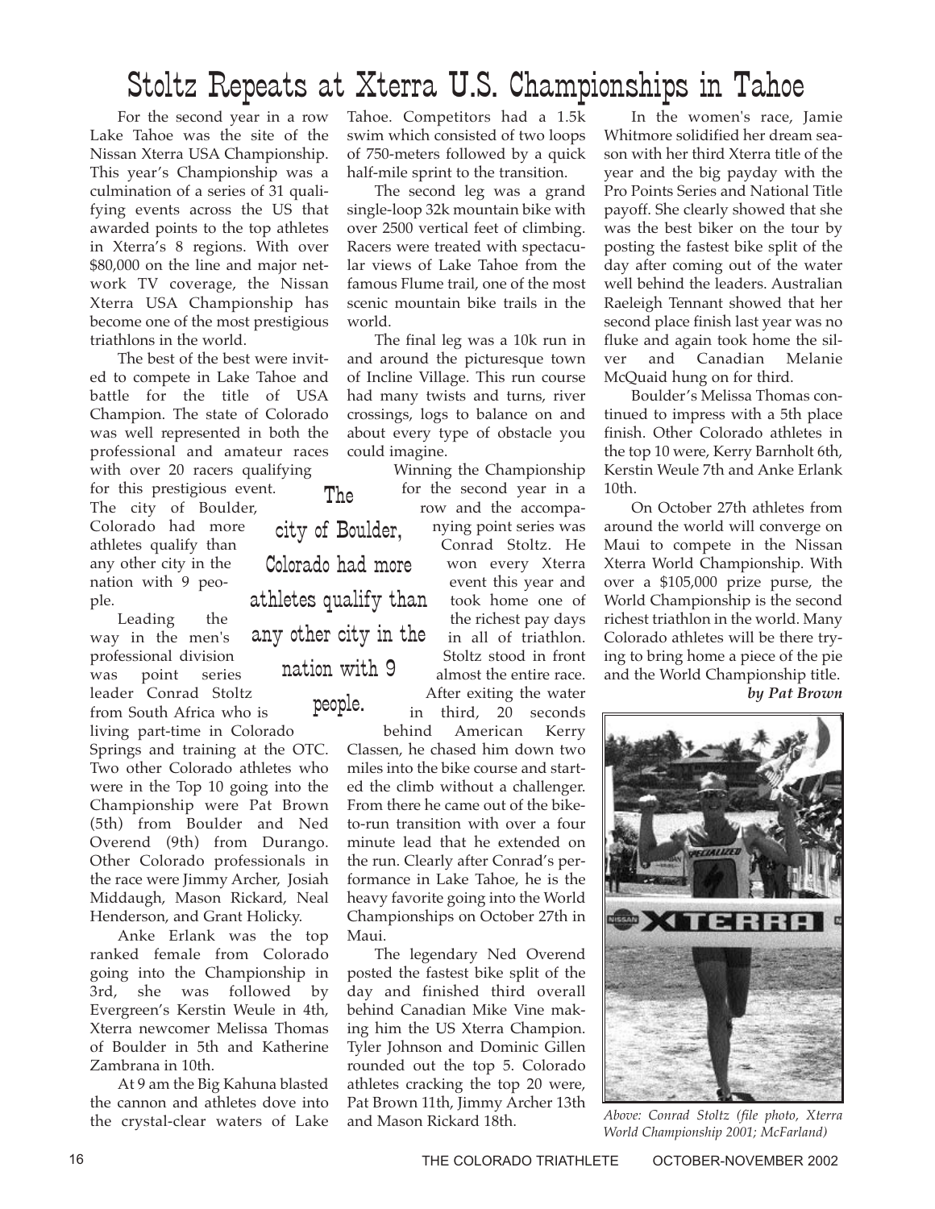# Stoltz Repeats at Xterra U.S. Championships in Tahoe

For the second year in a row Lake Tahoe was the site of the Nissan Xterra USA Championship. This year's Championship was a culmination of a series of 31 qualifying events across the US that awarded points to the top athletes in Xterra's 8 regions. With over $80,000 on the line and major network TV coverage, the Nissan Xterra USA Championship has become one of the most prestigious triathlons in the world.

The best of the best were invited to compete in Lake Tahoe and battle for the title of USA Champion. The state of Colorado was well represented in both the professional and amateur races with over 20 racers qualifying for this prestigious event. The city of Boulder, Colorado had more athletes qualify than any other city in the nation with 9 people.

> The city of Boulder, Colorado had more athletes qualify than any other city in the nation with 9 people.

Leading the way in the men's professional division was point series leader Conrad Stoltz from South Africa who is living part-time in Colorado Springs and training at the OTC. Two other Colorado athletes who were in the Top 10 going into the Championship were Pat Brown (5th) from Boulder and Ned Overend (9th) from Durango. Other Colorado professionals in the race were Jimmy Archer, Josiah Middaugh, Mason Rickard, Neal Henderson, and Grant Holicky.

Anke Erlank was the top ranked female from Colorado going into the Championship in 3rd, she was followed by Evergreen's Kerstin Weule in 4th, Xterra newcomer Melissa Thomas of Boulder in 5th and Katherine Zambrana in 10th.

At 9 am the Big Kahuna blasted the cannon and athletes dove into the crystal-clear waters of Lake Tahoe. Competitors had a 1.5k swim which consisted of two loops of 750-meters followed by a quick half-mile sprint to the transition.

The second leg was a grand single-loop 32k mountain bike with over 2500 vertical feet of climbing. Racers were treated with spectacular views of Lake Tahoe from the famous Flume trail, one of the most scenic mountain bike trails in the world.

The final leg was a 10k run in and around the picturesque town of Incline Village. This run course had many twists and turns, river crossings, logs to balance on and about every type of obstacle you could imagine.

Winning the Championship for the second year in a row and the accompanying point series was Conrad Stoltz. He won every Xterra event this year and took home one of the richest pay days in all of triathlon. Stoltz stood in front almost the entire race. After exiting the water in third, 20 seconds behind American Kerry Classen, he chased him down two miles into the bike course and started the climb without a challenger. From there he came out of the bike-to-run transition with over a four minute lead that he extended on the run. Clearly after Conrad's performance in Lake Tahoe, he is the heavy favorite going into the World Championships on October 27th in Maui.

The legendary Ned Overend posted the fastest bike split of the day and finished third overall behind Canadian Mike Vine making him the US Xterra Champion. Tyler Johnson and Dominic Gillen rounded out the top 5. Colorado athletes cracking the top 20 were, Pat Brown 11th, Jimmy Archer 13th and Mason Rickard 18th.

In the women's race, Jamie Whitmore solidified her dream season with her third Xterra title of the year and the big payday with the Pro Points Series and National Title payoff. She clearly showed that she was the best biker on the tour by posting the fastest bike split of the day after coming out of the water well behind the leaders. Australian Raeleigh Tennant showed that her second place finish last year was no fluke and again took home the silver and Canadian Melanie McQuaid hung on for third.

Boulder's Melissa Thomas continued to impress with a 5th place finish. Other Colorado athletes in the top 10 were, Kerry Barnholt 6th, Kerstin Weule 7th and Anke Erlank 10th.

On October 27th athletes from around the world will converge on Maui to compete in the Nissan Xterra World Championship. With over a $105,000 prize purse, the World Championship is the second richest triathlon in the world. Many Colorado athletes will be there trying to bring home a piece of the pie and the World Championship title.

***by Pat Brown***

*Above: Conrad Stoltz (file photo, Xterra World Championship 2001; McFarland)*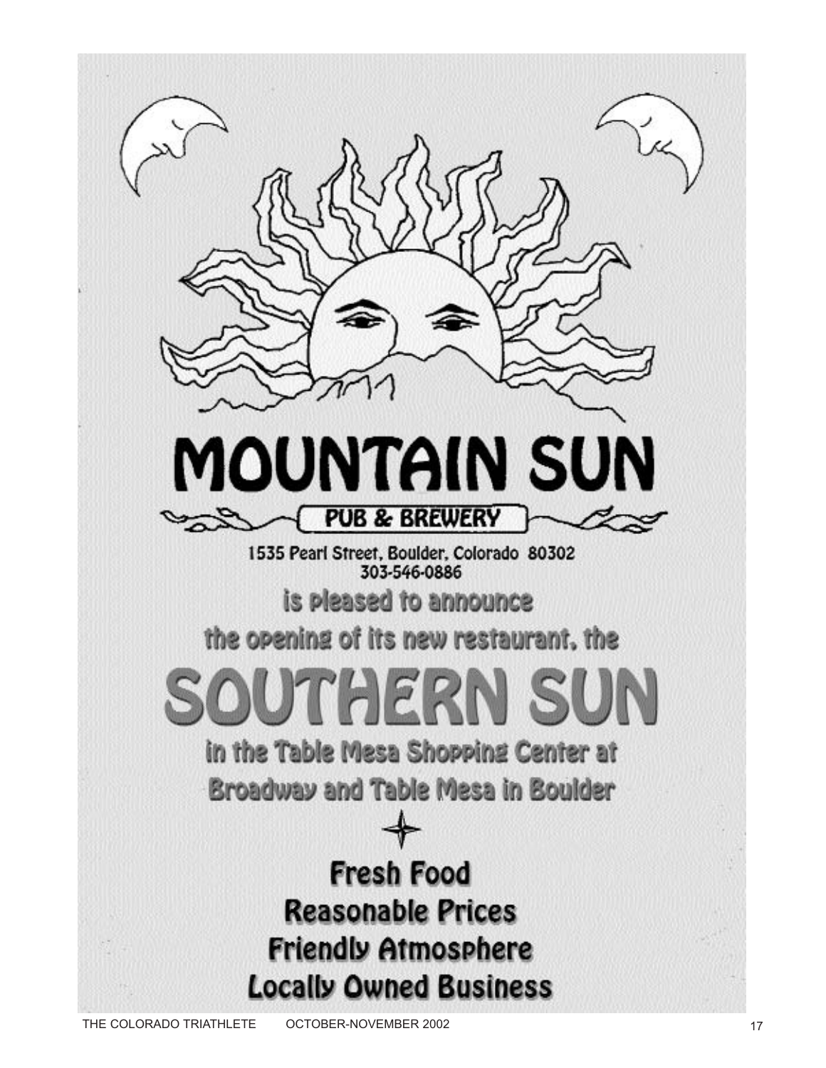# MOUNTAIN SUN

**PUB & BREWERY**

1535 Pearl Street, Boulder, Colorado 80302
303-546-0886

is pleased to announce

the opening of its new restaurant, the

# SOUTHERN SUN

in the Table Mesa Shopping Center at

Broadway and Table Mesa in Boulder

**Fresh Food**

**Reasonable Prices**

**Friendly Atmosphere**

**Locally Owned Business**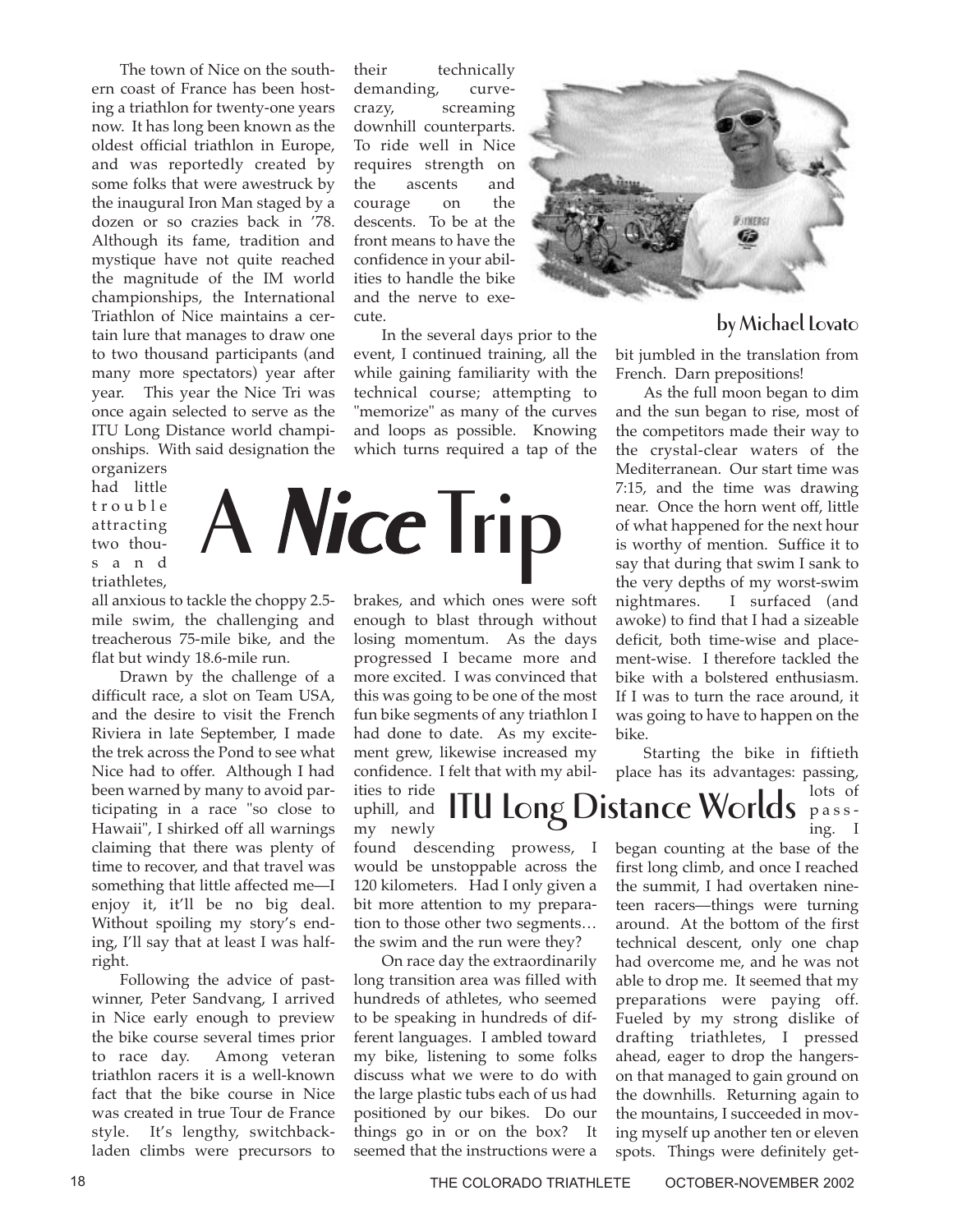# A *Nice* Trip

## ITU Long Distance Worlds

by Michael Lovato

The town of Nice on the southern coast of France has been hosting a triathlon for twenty-one years now. It has long been known as the oldest official triathlon in Europe, and was reportedly created by some folks that were awestruck by the inaugural Iron Man staged by a dozen or so crazies back in '78. Although its fame, tradition and mystique have not quite reached the magnitude of the IM world championships, the International Triathlon of Nice maintains a certain lure that manages to draw one to two thousand participants (and many more spectators) year after year. This year the Nice Tri was once again selected to serve as the ITU Long Distance world championships. With said designation the organizers had little trouble attracting two thousand triathletes, all anxious to tackle the choppy 2.5-mile swim, the challenging and treacherous 75-mile bike, and the flat but windy 18.6-mile run.

Drawn by the challenge of a difficult race, a slot on Team USA, and the desire to visit the French Riviera in late September, I made the trek across the Pond to see what Nice had to offer. Although I had been warned by many to avoid participating in a race "so close to Hawaii", I shirked off all warnings claiming that there was plenty of time to recover, and that travel was something that little affected me—I enjoy it, it'll be no big deal. Without spoiling my story's ending, I'll say that at least I was half-right.

Following the advice of past-winner, Peter Sandvang, I arrived in Nice early enough to preview the bike course several times prior to race day. Among veteran triathlon racers it is a well-known fact that the bike course in Nice was created in true Tour de France style. It's lengthy, switchback-laden climbs were precursors to their technically demanding, curve-crazy, screaming downhill counterparts. To ride well in Nice requires strength on the ascents and courage on the descents. To be at the front means to have the confidence in your abilities to handle the bike and the nerve to execute.

In the several days prior to the event, I continued training, all the while gaining familiarity with the technical course; attempting to "memorize" as many of the curves and loops as possible. Knowing which turns required a tap of the brakes, and which ones were soft enough to blast through without losing momentum. As the days progressed I became more and more excited. I was convinced that this was going to be one of the most fun bike segments of any triathlon I had done to date. As my excitement grew, likewise increased my confidence. I felt that with my abilities to ride uphill, and my newly found descending prowess, I would be unstoppable across the 120 kilometers. Had I only given a bit more attention to my preparation to those other two segments… the swim and the run were they?

On race day the extraordinarily long transition area was filled with hundreds of athletes, who seemed to be speaking in hundreds of different languages. I ambled toward my bike, listening to some folks discuss what we were to do with the large plastic tubs each of us had positioned by our bikes. Do our things go in or on the box? It seemed that the instructions were a bit jumbled in the translation from French. Darn prepositions!

As the full moon began to dim and the sun began to rise, most of the competitors made their way to the crystal-clear waters of the Mediterranean. Our start time was 7:15, and the time was drawing near. Once the horn went off, little of what happened for the next hour is worthy of mention. Suffice it to say that during that swim I sank to the very depths of my worst-swim nightmares. I surfaced (and awoke) to find that I had a sizeable deficit, both time-wise and placement-wise. I therefore tackled the bike with a bolstered enthusiasm. If I was to turn the race around, it was going to have to happen on the bike.

Starting the bike in fiftieth place has its advantages: passing, lots of passing. I began counting at the base of the first long climb, and once I reached the summit, I had overtaken nineteen racers—things were turning around. At the bottom of the first technical descent, only one chap had overcome me, and he was not able to drop me. It seemed that my preparations were paying off. Fueled by my strong dislike of drafting triathletes, I pressed ahead, eager to drop the hangers-on that managed to gain ground on the downhills. Returning again to the mountains, I succeeded in moving myself up another ten or eleven spots. Things were definitely get-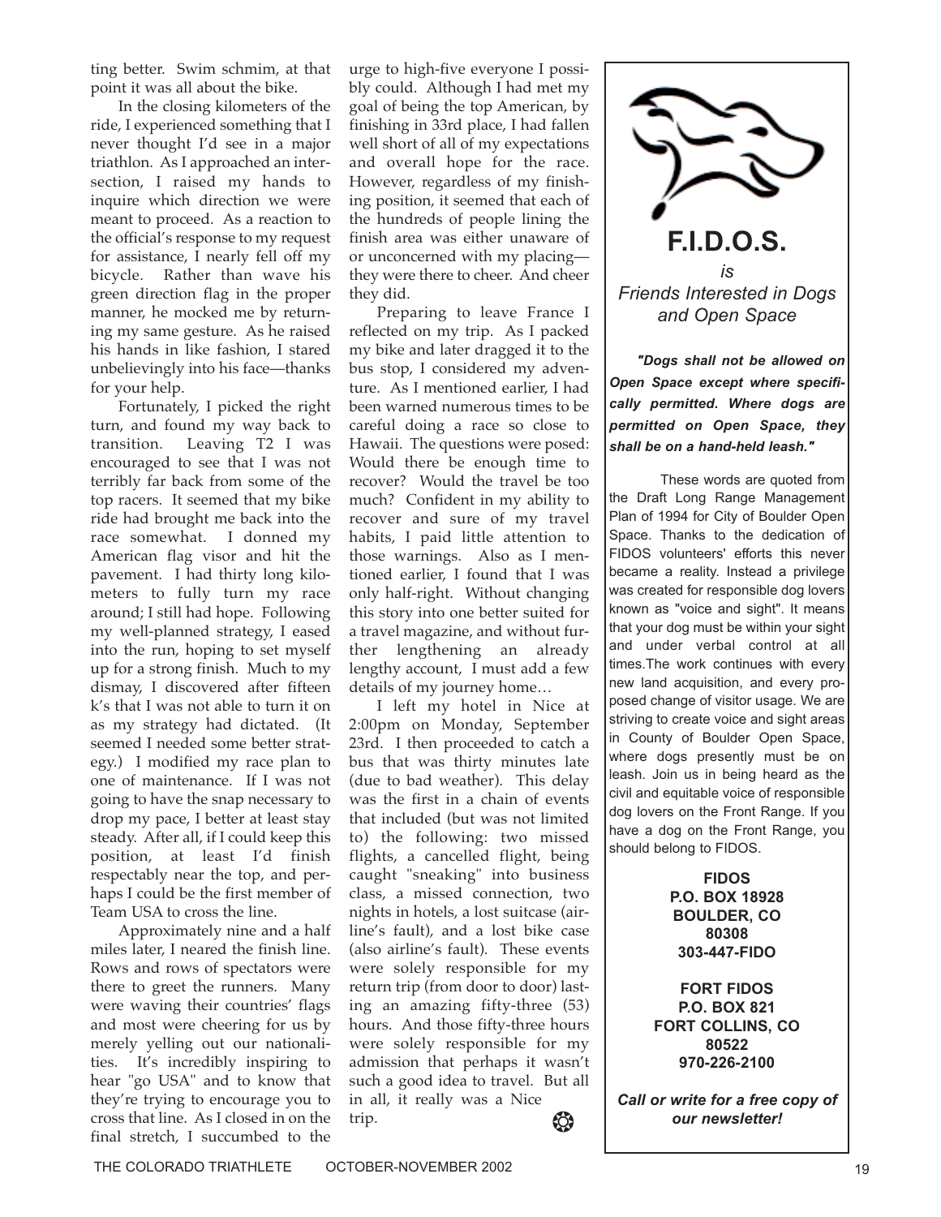ting better. Swim schmim, at that point it was all about the bike.

In the closing kilometers of the ride, I experienced something that I never thought I'd see in a major triathlon. As I approached an intersection, I raised my hands to inquire which direction we were meant to proceed. As a reaction to the official's response to my request for assistance, I nearly fell off my bicycle. Rather than wave his green direction flag in the proper manner, he mocked me by returning my same gesture. As he raised his hands in like fashion, I stared unbelievingly into his face—thanks for your help.

Fortunately, I picked the right turn, and found my way back to transition. Leaving T2 I was encouraged to see that I was not terribly far back from some of the top racers. It seemed that my bike ride had brought me back into the race somewhat. I donned my American flag visor and hit the pavement. I had thirty long kilometers to fully turn my race around; I still had hope. Following my well-planned strategy, I eased into the run, hoping to set myself up for a strong finish. Much to my dismay, I discovered after fifteen k's that I was not able to turn it on as my strategy had dictated. (It seemed I needed some better strategy.) I modified my race plan to one of maintenance. If I was not going to have the snap necessary to drop my pace, I better at least stay steady. After all, if I could keep this position, at least I'd finish respectably near the top, and perhaps I could be the first member of Team USA to cross the line.

Approximately nine and a half miles later, I neared the finish line. Rows and rows of spectators were there to greet the runners. Many were waving their countries' flags and most were cheering for us by merely yelling out our nationalities. It's incredibly inspiring to hear "go USA" and to know that they're trying to encourage you to cross that line. As I closed in on the final stretch, I succumbed to the urge to high-five everyone I possibly could. Although I had met my goal of being the top American, by finishing in 33rd place, I had fallen well short of all of my expectations and overall hope for the race. However, regardless of my finishing position, it seemed that each of the hundreds of people lining the finish area was either unaware of or unconcerned with my placing—they were there to cheer. And cheer they did.

Preparing to leave France I reflected on my trip. As I packed my bike and later dragged it to the bus stop, I considered my adventure. As I mentioned earlier, I had been warned numerous times to be careful doing a race so close to Hawaii. The questions were posed: Would there be enough time to recover? Would the travel be too much? Confident in my ability to recover and sure of my travel habits, I paid little attention to those warnings. Also as I mentioned earlier, I found that I was only half-right. Without changing this story into one better suited for a travel magazine, and without further lengthening an already lengthy account, I must add a few details of my journey home…

I left my hotel in Nice at 2:00pm on Monday, September 23rd. I then proceeded to catch a bus that was thirty minutes late (due to bad weather). This delay was the first in a chain of events that included (but was not limited to) the following: two missed flights, a cancelled flight, being caught "sneaking" into business class, a missed connection, two nights in hotels, a lost suitcase (airline's fault), and a lost bike case (also airline's fault). These events were solely responsible for my return trip (from door to door) lasting an amazing fifty-three (53) hours. And those fifty-three hours were solely responsible for my admission that perhaps it wasn't such a good idea to travel. But all in all, it really was a Nice trip.

---

# F.I.D.O.S.

*is*

*Friends Interested in Dogs and Open Space*

***"Dogs shall not be allowed on Open Space except where specifically permitted. Where dogs are permitted on Open Space, they shall be on a hand-held leash."***

These words are quoted from the Draft Long Range Management Plan of 1994 for City of Boulder Open Space. Thanks to the dedication of FIDOS volunteers' efforts this never became a reality. Instead a privilege was created for responsible dog lovers known as "voice and sight". It means that your dog must be within your sight and under verbal control at all times.The work continues with every new land acquisition, and every proposed change of visitor usage. We are striving to create voice and sight areas in County of Boulder Open Space, where dogs presently must be on leash. Join us in being heard as the civil and equitable voice of responsible dog lovers on the Front Range. If you have a dog on the Front Range, you should belong to FIDOS.

**FIDOS**
**P.O. BOX 18928**
**BOULDER, CO**
**80308**
**303-447-FIDO**

**FORT FIDOS**
**P.O. BOX 821**
**FORT COLLINS, CO**
**80522**
**970-226-2100**

***Call or write for a free copy of our newsletter!***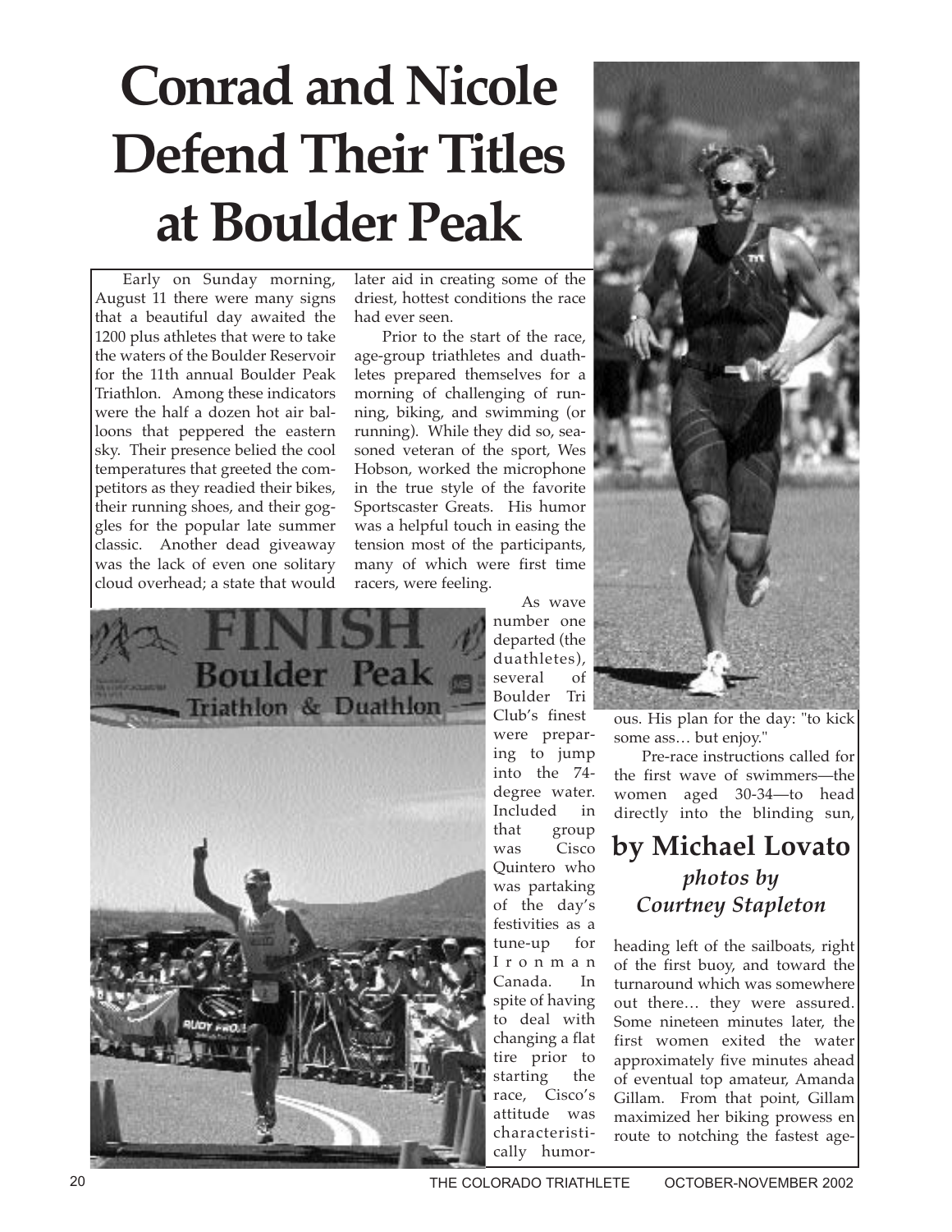# Conrad and Nicole Defend Their Titles at Boulder Peak

**by Michael Lovato**
***photos by Courtney Stapleton***

Early on Sunday morning, August 11 there were many signs that a beautiful day awaited the 1200 plus athletes that were to take the waters of the Boulder Reservoir for the 11th annual Boulder Peak Triathlon. Among these indicators were the half a dozen hot air balloons that peppered the eastern sky. Their presence belied the cool temperatures that greeted the competitors as they readied their bikes, their running shoes, and their goggles for the popular late summer classic. Another dead giveaway was the lack of even one solitary cloud overhead; a state that would later aid in creating some of the driest, hottest conditions the race had ever seen.

Prior to the start of the race, age-group triathletes and duathletes prepared themselves for a morning of challenging of running, biking, and swimming (or running). While they did so, seasoned veteran of the sport, Wes Hobson, worked the microphone in the true style of the favorite Sportscaster Greats. His humor was a helpful touch in easing the tension most of the participants, many of which were first time racers, were feeling.

As wave number one departed (the duathletes), several of Boulder Tri Club's finest were preparing to jump into the 74-degree water. Included in that group was Cisco Quintero who was partaking of the day's festivities as a tune-up for Ironman Canada. In spite of having to deal with changing a flat tire prior to starting the race, Cisco's attitude was characteristically humorous. His plan for the day: "to kick some ass… but enjoy."

Pre-race instructions called for the first wave of swimmers—the women aged 30-34—to head directly into the blinding sun, heading left of the sailboats, right of the first buoy, and toward the turnaround which was somewhere out there… they were assured. Some nineteen minutes later, the first women exited the water approximately five minutes ahead of eventual top amateur, Amanda Gillam. From that point, Gillam maximized her biking prowess en route to notching the fastest age-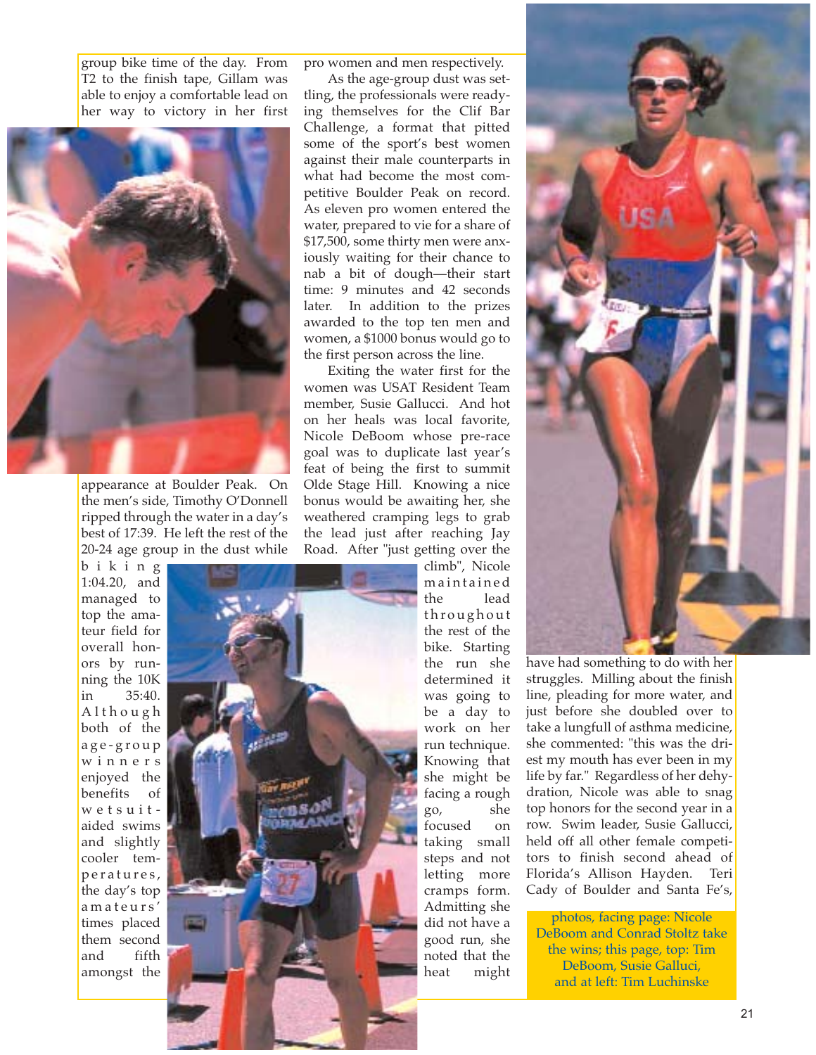group bike time of the day. From T2 to the finish tape, Gillam was able to enjoy a comfortable lead on her way to victory in her first appearance at Boulder Peak. On the men's side, Timothy O'Donnell ripped through the water in a day's best of 17:39. He left the rest of the 20-24 age group in the dust while biking 1:04.20, and managed to top the amateur field for overall honors by running the 10K in 35:40. Although both of the age-group winners enjoyed the benefits of wetsuit-aided swims and slightly cooler temperatures, the day's top amateurs' times placed them second and fifth amongst the pro women and men respectively.

As the age-group dust was settling, the professionals were readying themselves for the Clif Bar Challenge, a format that pitted some of the sport's best women against their male counterparts in what had become the most competitive Boulder Peak on record. As eleven pro women entered the water, prepared to vie for a share of $17,500, some thirty men were anxiously waiting for their chance to nab a bit of dough—their start time: 9 minutes and 42 seconds later. In addition to the prizes awarded to the top ten men and women, a $1000 bonus would go to the first person across the line.

Exiting the water first for the women was USAT Resident Team member, Susie Gallucci. And hot on her heals was local favorite, Nicole DeBoom whose pre-race goal was to duplicate last year's feat of being the first to summit Olde Stage Hill. Knowing a nice bonus would be awaiting her, she weathered cramping legs to grab the lead just after reaching Jay Road. After "just getting over the climb", Nicole maintained the lead throughout the rest of the bike. Starting the run she determined it was going to be a day to work on her run technique. Knowing that she might be facing a rough go, she focused on taking small steps and not letting more cramps form. Admitting she did not have a good run, she noted that the heat might have had something to do with her struggles. Milling about the finish line, pleading for more water, and just before she doubled over to take a lungfull of asthma medicine, she commented: "this was the driest my mouth has ever been in my life by far." Regardless of her dehydration, Nicole was able to snag top honors for the second year in a row. Swim leader, Susie Gallucci, held off all other female competitors to finish second ahead of Florida's Allison Hayden. Teri Cady of Boulder and Santa Fe's,

photos, facing page: Nicole DeBoom and Conrad Stoltz take the wins; this page, top: Tim DeBoom, Susie Galluci, and at left: Tim Luchinske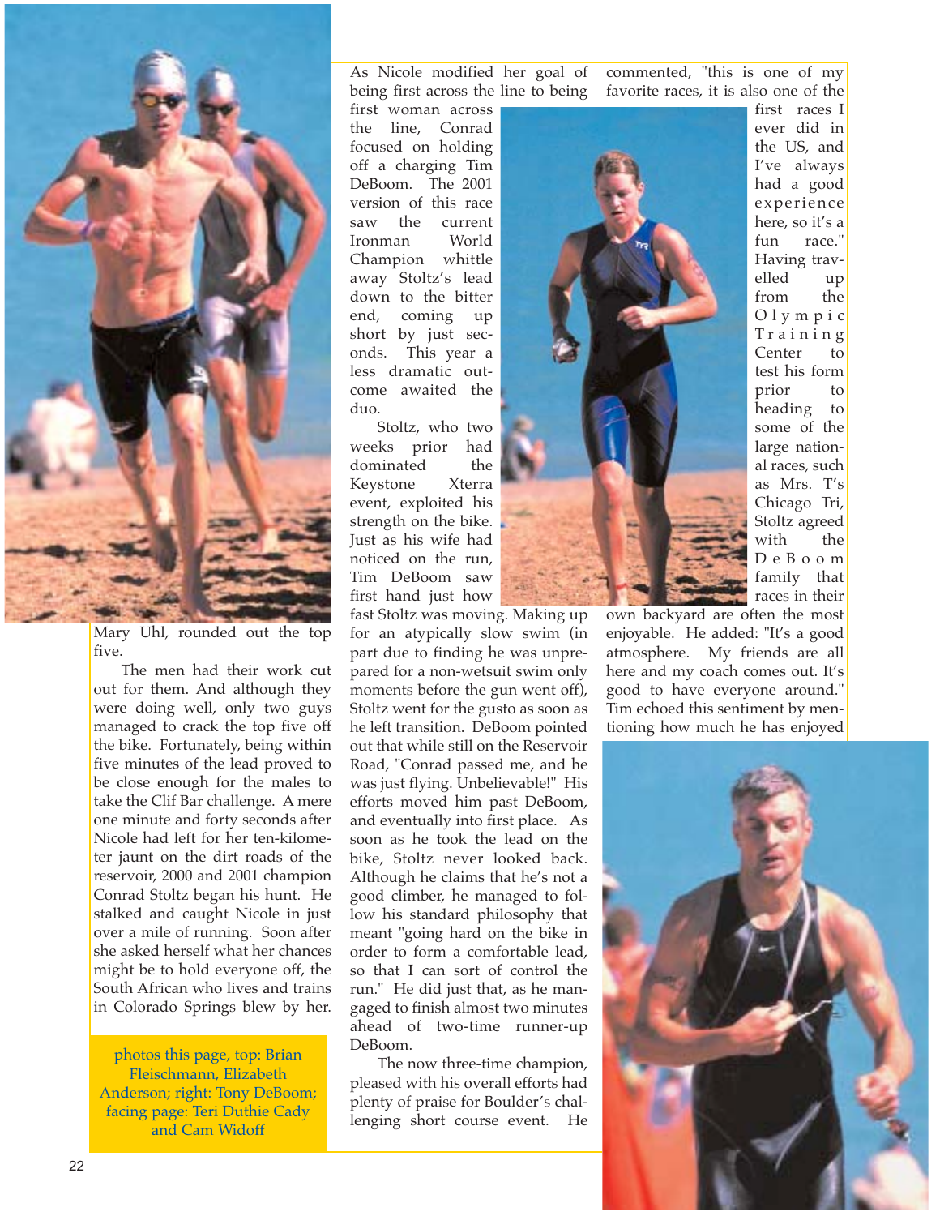Mary Uhl, rounded out the top five.

The men had their work cut out for them. And although they were doing well, only two guys managed to crack the top five off the bike. Fortunately, being within five minutes of the lead proved to be close enough for the males to take the Clif Bar challenge. A mere one minute and forty seconds after Nicole had left for her ten-kilometer jaunt on the dirt roads of the reservoir, 2000 and 2001 champion Conrad Stoltz began his hunt. He stalked and caught Nicole in just over a mile of running. Soon after she asked herself what her chances might be to hold everyone off, the South African who lives and trains in Colorado Springs blew by her.

photos this page, top: Brian Fleischmann, Elizabeth Anderson; right: Tony DeBoom; facing page: Teri Duthie Cady and Cam Widoff

As Nicole modified her goal of being first across the line to being first woman across the line, Conrad focused on holding off a charging Tim DeBoom. The 2001 version of this race saw the current Ironman World Champion whittle away Stoltz's lead down to the bitter end, coming up short by just seconds. This year a less dramatic outcome awaited the duo.

Stoltz, who two weeks prior had dominated the Keystone Xterra event, exploited his strength on the bike. Just as his wife had noticed on the run, Tim DeBoom saw first hand just how fast Stoltz was moving. Making up for an atypically slow swim (in part due to finding he was unprepared for a non-wetsuit swim only moments before the gun went off), Stoltz went for the gusto as soon as he left transition. DeBoom pointed out that while still on the Reservoir Road, "Conrad passed me, and he was just flying. Unbelievable!" His efforts moved him past DeBoom, and eventually into first place. As soon as he took the lead on the bike, Stoltz never looked back. Although he claims that he's not a good climber, he managed to follow his standard philosophy that meant "going hard on the bike in order to form a comfortable lead, so that I can sort of control the run." He did just that, as he managed to finish almost two minutes ahead of two-time runner-up DeBoom.

The now three-time champion, pleased with his overall efforts had plenty of praise for Boulder's challenging short course event. He commented, "this is one of my favorite races, it is also one of the first races I ever did in the US, and I've always had a good experience here, so it's a fun race." Having travelled up from the Olympic Training Center to test his form prior to heading to some of the large national races, such as Mrs. T's Chicago Tri, Stoltz agreed with the DeBoom family that races in their own backyard are often the most enjoyable. He added: "It's a good atmosphere. My friends are all here and my coach comes out. It's good to have everyone around." Tim echoed this sentiment by mentioning how much he has enjoyed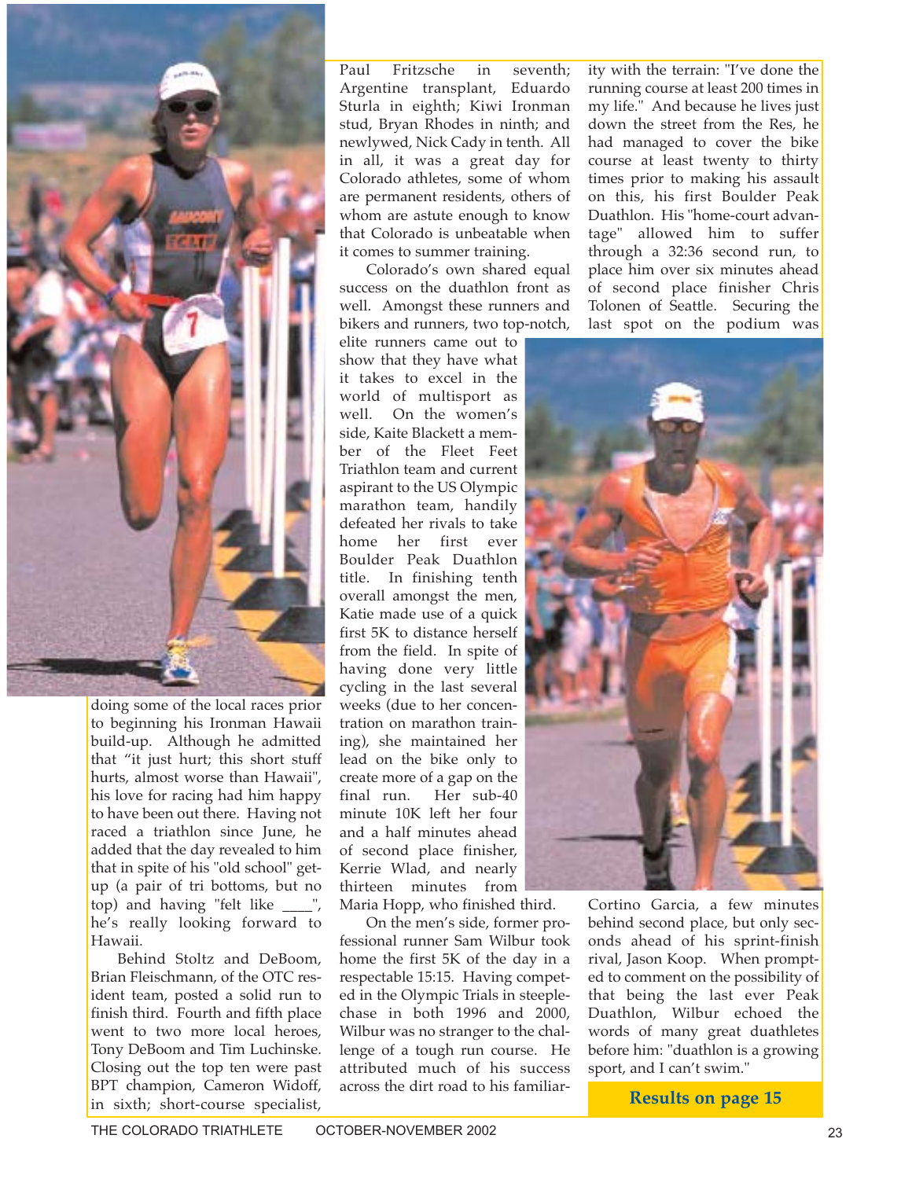doing some of the local races prior to beginning his Ironman Hawaii build-up. Although he admitted that "it just hurt; this short stuff hurts, almost worse than Hawaii", his love for racing had him happy to have been out there. Having not raced a triathlon since June, he added that the day revealed to him that in spite of his "old school" get-up (a pair of tri bottoms, but no top) and having "felt like ____", he's really looking forward to Hawaii.

Behind Stoltz and DeBoom, Brian Fleischmann, of the OTC resident team, posted a solid run to finish third. Fourth and fifth place went to two more local heroes, Tony DeBoom and Tim Luchinske. Closing out the top ten were past BPT champion, Cameron Widoff, in sixth; short-course specialist, Paul Fritzsche in seventh; Argentine transplant, Eduardo Sturla in eighth; Kiwi Ironman stud, Bryan Rhodes in ninth; and newlywed, Nick Cady in tenth. All in all, it was a great day for Colorado athletes, some of whom are permanent residents, others of whom are astute enough to know that Colorado is unbeatable when it comes to summer training.

Colorado's own shared equal success on the duathlon front as well. Amongst these runners and bikers and runners, two top-notch, elite runners came out to show that they have what it takes to excel in the world of multisport as well. On the women's side, Kaite Blackett a member of the Fleet Feet Triathlon team and current aspirant to the US Olympic marathon team, handily defeated her rivals to take home her first ever Boulder Peak Duathlon title. In finishing tenth overall amongst the men, Katie made use of a quick first 5K to distance herself from the field. In spite of having done very little cycling in the last several weeks (due to her concentration on marathon training), she maintained her lead on the bike only to create more of a gap on the final run. Her sub-40 minute 10K left her four and a half minutes ahead of second place finisher, Kerrie Wlad, and nearly thirteen minutes from Maria Hopp, who finished third.

On the men's side, former professional runner Sam Wilbur took home the first 5K of the day in a respectable 15:15. Having competed in the Olympic Trials in steeplechase in both 1996 and 2000, Wilbur was no stranger to the challenge of a tough run course. He attributed much of his success across the dirt road to his familiarity with the terrain: "I've done the running course at least 200 times in my life." And because he lives just down the street from the Res, he had managed to cover the bike course at least twenty to thirty times prior to making his assault on this, his first Boulder Peak Duathlon. His "home-court advantage" allowed him to suffer through a 32:36 second run, to place him over six minutes ahead of second place finisher Chris Tolonen of Seattle. Securing the last spot on the podium was Cortino Garcia, a few minutes behind second place, but only seconds ahead of his sprint-finish rival, Jason Koop. When prompted to comment on the possibility of that being the last ever Peak Duathlon, Wilbur echoed the words of many great duathletes before him: "duathlon is a growing sport, and I can't swim."

**Results on page 15**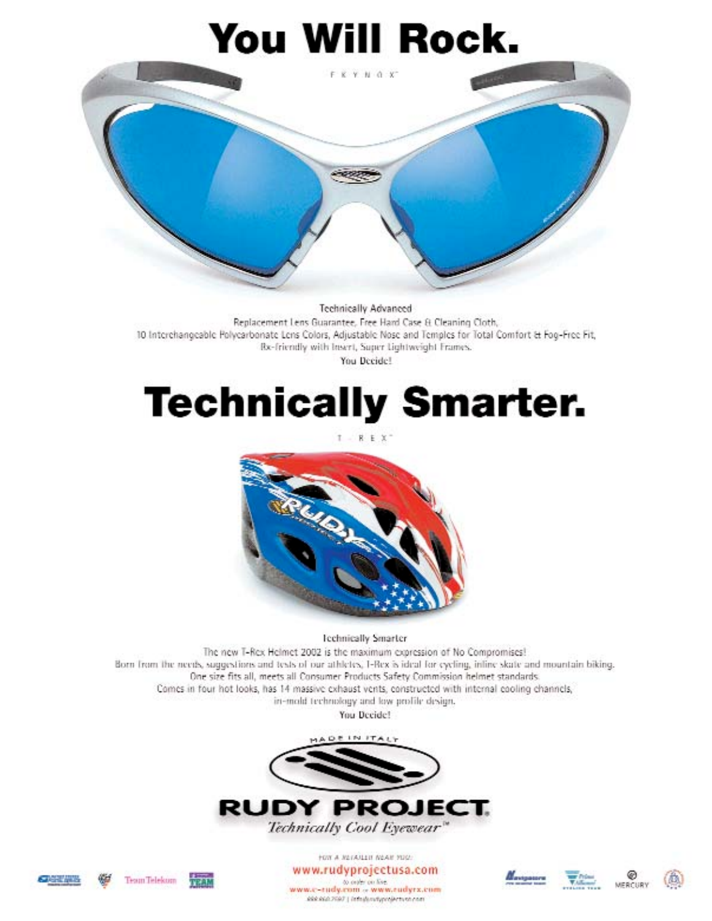# You Will Rock.

F K Y N O X™

Technically Advanced

Replacement Lens Guarantee, Free Hard Case & Cleaning Cloth,
10 Interchangeable Polycarbonate Lens Colors, Adjustable Nose and Temples for Total Comfort & Fog-Free Fit,
Rx-friendly with Insert, Super Lightweight Frames.

You Decide!

# Technically Smarter.

T - R E X™

Technically Smarter

The new T-Rex Helmet 2002 is the maximum expression of No Compromises!
Born from the needs, suggestions and tests of our athletes, T-Rex is ideal for cycling, inline skate and mountain biking.
One size fits all, meets all Consumer Products Safety Commission helmet standards.
Comes in four hot looks, has 14 massive exhaust vents, constructed with internal cooling channels,
in-mold technology and low profile design.

You Decide!

MADE IN ITALY

**RUDY PROJECT**

*Technically Cool Eyewear™*

FOR A RETAILER NEAR YOU:

**www.rudyprojectusa.com**

to order on line

**www.e-rudy.com** or **www.rudyrx.com**

888.860.7597 | info@rudyprojectusa.com

Team Telekom

MERCURY